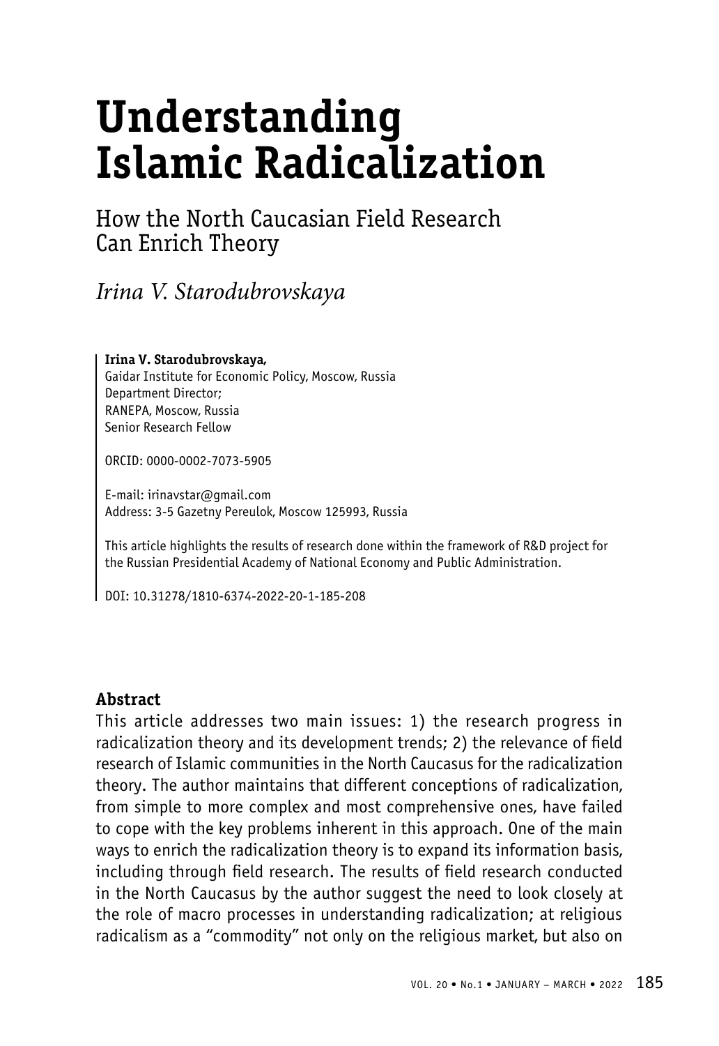# Understanding Islamic Radicalization

## How the North Caucasian Field Research Can Enrich Theory

*Irina V. Starodubrovskaya*

**Irina V. Starodubrovskaya,**
Gaidar Institute for Economic Policy, Moscow, Russia
Department Director;
RANEPA, Moscow, Russia
Senior Research Fellow

ORCID: 0000-0002-7073-5905

E-mail: irinavstar@gmail.com
Address: 3-5 Gazetny Pereulok, Moscow 125993, Russia

This article highlights the results of research done within the framework of R&D project for the Russian Presidential Academy of National Economy and Public Administration.

DOI: 10.31278/1810-6374-2022-20-1-185-208

**Abstract**

This article addresses two main issues: 1) the research progress in radicalization theory and its development trends; 2) the relevance of field research of Islamic communities in the North Caucasus for the radicalization theory. The author maintains that different conceptions of radicalization, from simple to more complex and most comprehensive ones, have failed to cope with the key problems inherent in this approach. One of the main ways to enrich the radicalization theory is to expand its information basis, including through field research. The results of field research conducted in the North Caucasus by the author suggest the need to look closely at the role of macro processes in understanding radicalization; at religious radicalism as a "commodity" not only on the religious market, but also on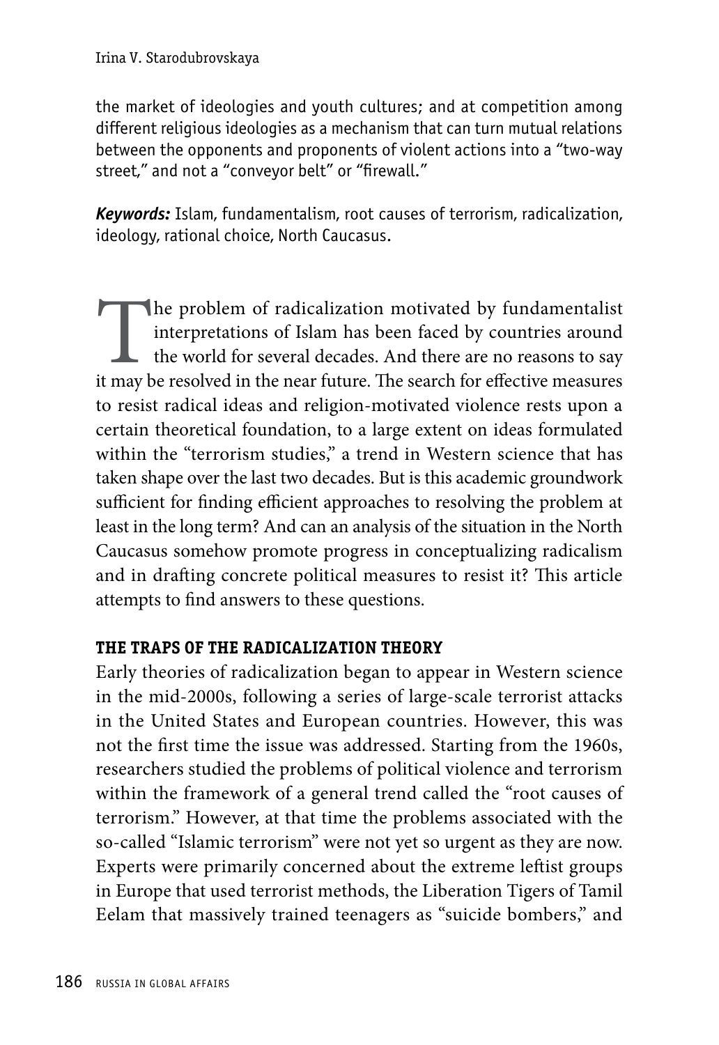the market of ideologies and youth cultures; and at competition among different religious ideologies as a mechanism that can turn mutual relations between the opponents and proponents of violent actions into a "two-way street," and not a "conveyor belt" or "firewall."

***Keywords:*** Islam, fundamentalism, root causes of terrorism, radicalization, ideology, rational choice, North Caucasus.

The problem of radicalization motivated by fundamentalist interpretations of Islam has been faced by countries around the world for several decades. And there are no reasons to say it may be resolved in the near future. The search for effective measures to resist radical ideas and religion-motivated violence rests upon a certain theoretical foundation, to a large extent on ideas formulated within the "terrorism studies," a trend in Western science that has taken shape over the last two decades. But is this academic groundwork sufficient for finding efficient approaches to resolving the problem at least in the long term? And can an analysis of the situation in the North Caucasus somehow promote progress in conceptualizing radicalism and in drafting concrete political measures to resist it? This article attempts to find answers to these questions.

## THE TRAPS OF THE RADICALIZATION THEORY

Early theories of radicalization began to appear in Western science in the mid-2000s, following a series of large-scale terrorist attacks in the United States and European countries. However, this was not the first time the issue was addressed. Starting from the 1960s, researchers studied the problems of political violence and terrorism within the framework of a general trend called the "root causes of terrorism." However, at that time the problems associated with the so-called "Islamic terrorism" were not yet so urgent as they are now. Experts were primarily concerned about the extreme leftist groups in Europe that used terrorist methods, the Liberation Tigers of Tamil Eelam that massively trained teenagers as "suicide bombers," and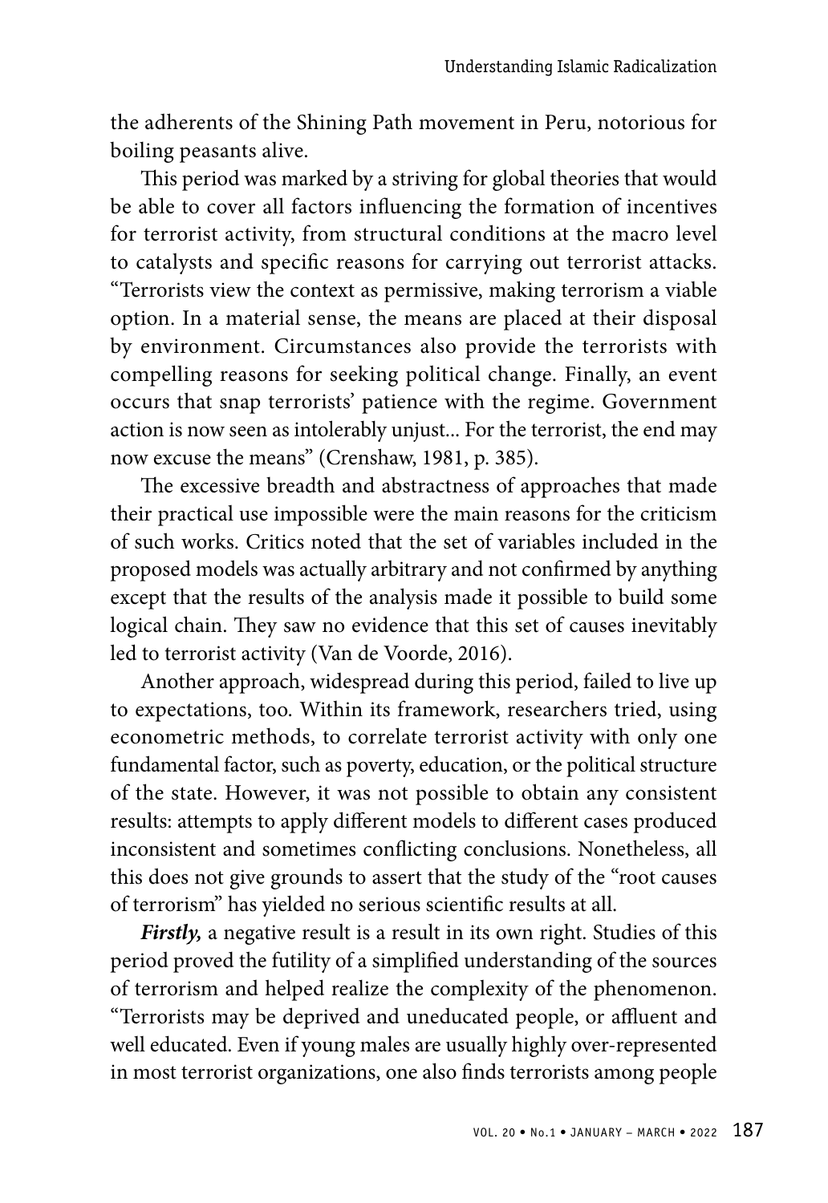the adherents of the Shining Path movement in Peru, notorious for boiling peasants alive.

This period was marked by a striving for global theories that would be able to cover all factors influencing the formation of incentives for terrorist activity, from structural conditions at the macro level to catalysts and specific reasons for carrying out terrorist attacks. "Terrorists view the context as permissive, making terrorism a viable option. In a material sense, the means are placed at their disposal by environment. Circumstances also provide the terrorists with compelling reasons for seeking political change. Finally, an event occurs that snap terrorists' patience with the regime. Government action is now seen as intolerably unjust... For the terrorist, the end may now excuse the means" (Crenshaw, 1981, p. 385).

The excessive breadth and abstractness of approaches that made their practical use impossible were the main reasons for the criticism of such works. Critics noted that the set of variables included in the proposed models was actually arbitrary and not confirmed by anything except that the results of the analysis made it possible to build some logical chain. They saw no evidence that this set of causes inevitably led to terrorist activity (Van de Voorde, 2016).

Another approach, widespread during this period, failed to live up to expectations, too. Within its framework, researchers tried, using econometric methods, to correlate terrorist activity with only one fundamental factor, such as poverty, education, or the political structure of the state. However, it was not possible to obtain any consistent results: attempts to apply different models to different cases produced inconsistent and sometimes conflicting conclusions. Nonetheless, all this does not give grounds to assert that the study of the "root causes of terrorism" has yielded no serious scientific results at all.

***Firstly,*** a negative result is a result in its own right. Studies of this period proved the futility of a simplified understanding of the sources of terrorism and helped realize the complexity of the phenomenon. "Terrorists may be deprived and uneducated people, or affluent and well educated. Even if young males are usually highly over-represented in most terrorist organizations, one also finds terrorists among people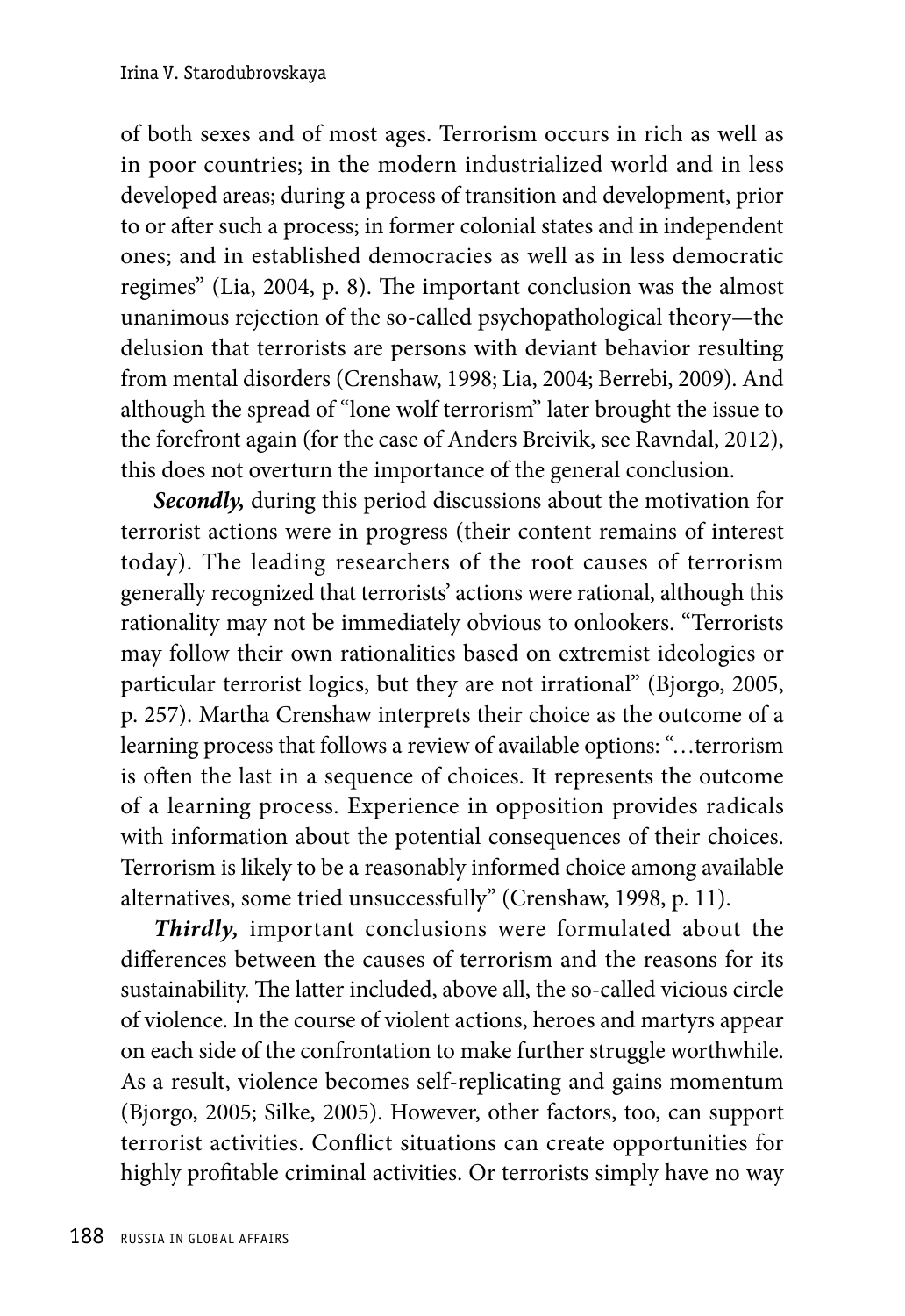of both sexes and of most ages. Terrorism occurs in rich as well as in poor countries; in the modern industrialized world and in less developed areas; during a process of transition and development, prior to or after such a process; in former colonial states and in independent ones; and in established democracies as well as in less democratic regimes" (Lia, 2004, p. 8). The important conclusion was the almost unanimous rejection of the so-called psychopathological theory—the delusion that terrorists are persons with deviant behavior resulting from mental disorders (Crenshaw, 1998; Lia, 2004; Berrebi, 2009). And although the spread of "lone wolf terrorism" later brought the issue to the forefront again (for the case of Anders Breivik, see Ravndal, 2012), this does not overturn the importance of the general conclusion.

***Secondly,*** during this period discussions about the motivation for terrorist actions were in progress (their content remains of interest today). The leading researchers of the root causes of terrorism generally recognized that terrorists' actions were rational, although this rationality may not be immediately obvious to onlookers. "Terrorists may follow their own rationalities based on extremist ideologies or particular terrorist logics, but they are not irrational" (Bjorgo, 2005, p. 257). Martha Crenshaw interprets their choice as the outcome of a learning process that follows a review of available options: "…terrorism is often the last in a sequence of choices. It represents the outcome of a learning process. Experience in opposition provides radicals with information about the potential consequences of their choices. Terrorism is likely to be a reasonably informed choice among available alternatives, some tried unsuccessfully" (Crenshaw, 1998, p. 11).

***Thirdly,*** important conclusions were formulated about the differences between the causes of terrorism and the reasons for its sustainability. The latter included, above all, the so-called vicious circle of violence. In the course of violent actions, heroes and martyrs appear on each side of the confrontation to make further struggle worthwhile. As a result, violence becomes self-replicating and gains momentum (Bjorgo, 2005; Silke, 2005). However, other factors, too, can support terrorist activities. Conflict situations can create opportunities for highly profitable criminal activities. Or terrorists simply have no way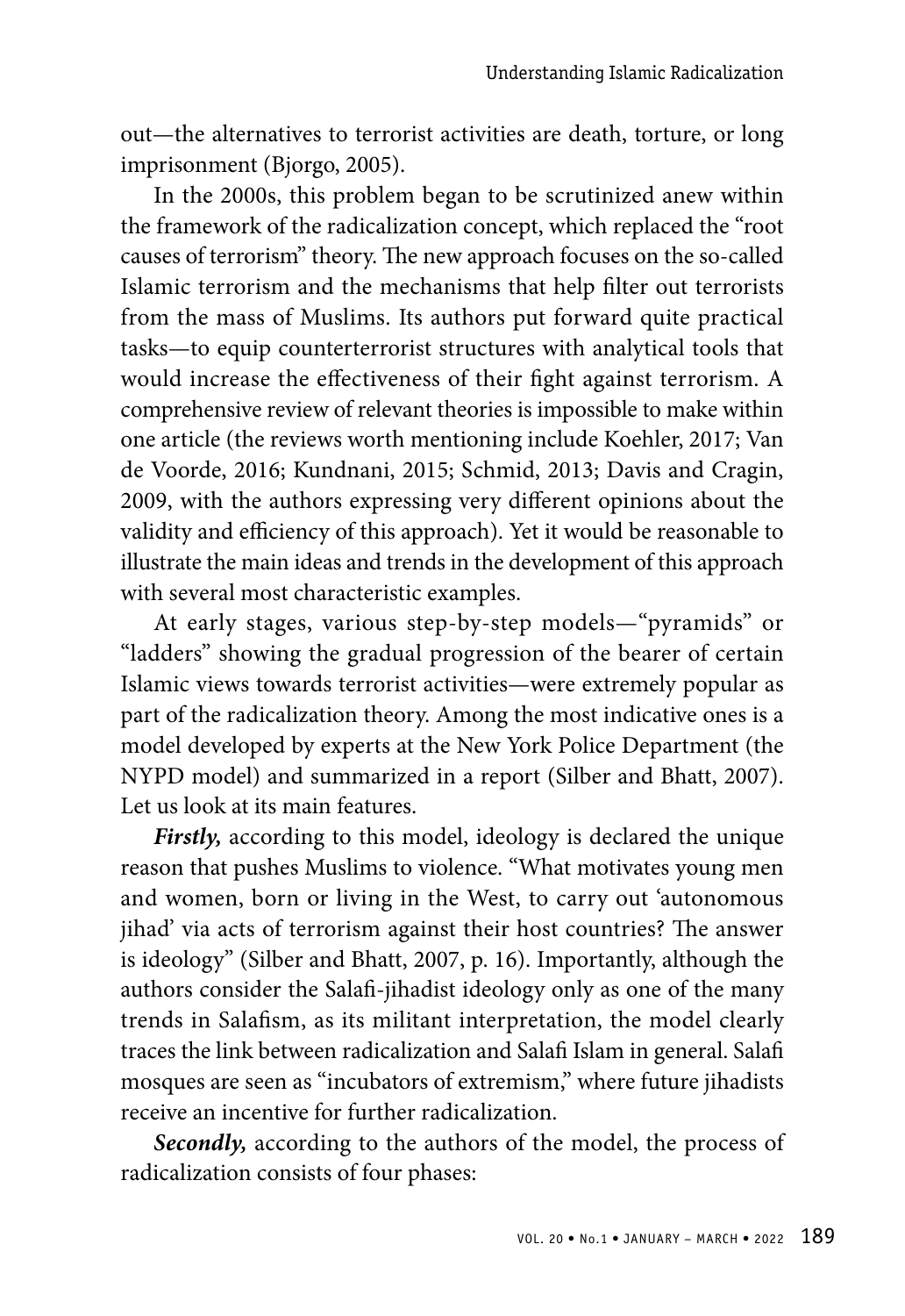out—the alternatives to terrorist activities are death, torture, or long imprisonment (Bjorgo, 2005).

In the 2000s, this problem began to be scrutinized anew within the framework of the radicalization concept, which replaced the "root causes of terrorism" theory. The new approach focuses on the so-called Islamic terrorism and the mechanisms that help filter out terrorists from the mass of Muslims. Its authors put forward quite practical tasks—to equip counterterrorist structures with analytical tools that would increase the effectiveness of their fight against terrorism. A comprehensive review of relevant theories is impossible to make within one article (the reviews worth mentioning include Koehler, 2017; Van de Voorde, 2016; Kundnani, 2015; Schmid, 2013; Davis and Cragin, 2009, with the authors expressing very different opinions about the validity and efficiency of this approach). Yet it would be reasonable to illustrate the main ideas and trends in the development of this approach with several most characteristic examples.

At early stages, various step-by-step models—"pyramids" or "ladders" showing the gradual progression of the bearer of certain Islamic views towards terrorist activities—were extremely popular as part of the radicalization theory. Among the most indicative ones is a model developed by experts at the New York Police Department (the NYPD model) and summarized in a report (Silber and Bhatt, 2007). Let us look at its main features.

***Firstly,*** according to this model, ideology is declared the unique reason that pushes Muslims to violence. "What motivates young men and women, born or living in the West, to carry out 'autonomous jihad' via acts of terrorism against their host countries? The answer is ideology" (Silber and Bhatt, 2007, p. 16). Importantly, although the authors consider the Salafi-jihadist ideology only as one of the many trends in Salafism, as its militant interpretation, the model clearly traces the link between radicalization and Salafi Islam in general. Salafi mosques are seen as "incubators of extremism," where future jihadists receive an incentive for further radicalization.

***Secondly,*** according to the authors of the model, the process of radicalization consists of four phases: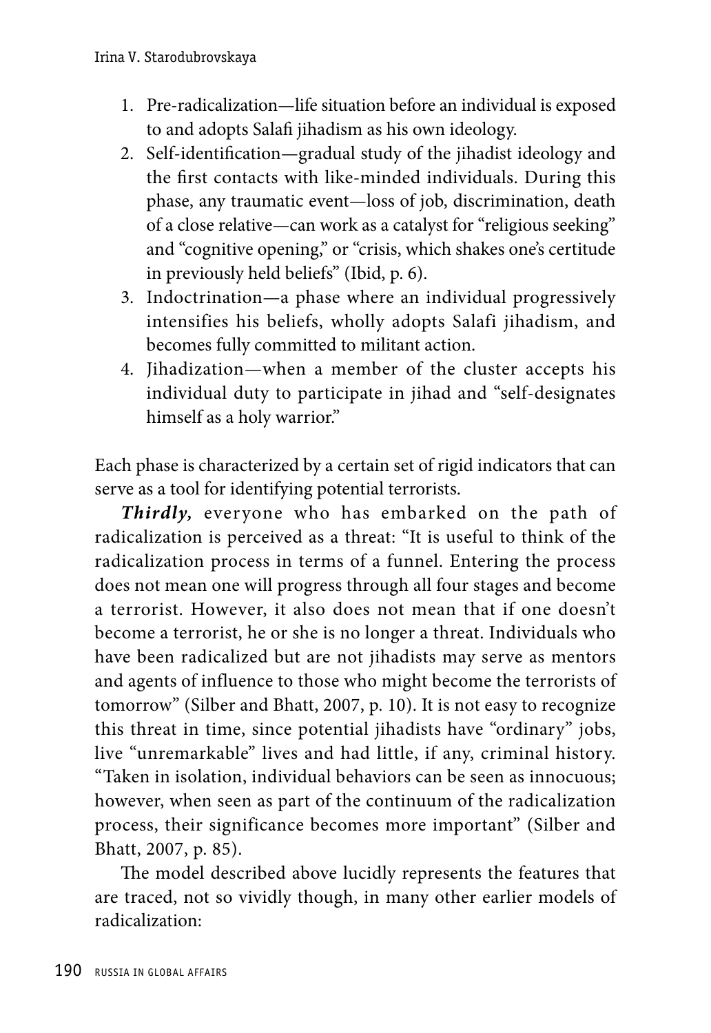1. Pre-radicalization—life situation before an individual is exposed to and adopts Salafi jihadism as his own ideology.
2. Self-identification—gradual study of the jihadist ideology and the first contacts with like-minded individuals. During this phase, any traumatic event—loss of job, discrimination, death of a close relative—can work as a catalyst for "religious seeking" and "cognitive opening," or "crisis, which shakes one's certitude in previously held beliefs" (Ibid, p. 6).
3. Indoctrination—a phase where an individual progressively intensifies his beliefs, wholly adopts Salafi jihadism, and becomes fully committed to militant action.
4. Jihadization—when a member of the cluster accepts his individual duty to participate in jihad and "self-designates himself as a holy warrior."

Each phase is characterized by a certain set of rigid indicators that can serve as a tool for identifying potential terrorists.

***Thirdly,*** everyone who has embarked on the path of radicalization is perceived as a threat: "It is useful to think of the radicalization process in terms of a funnel. Entering the process does not mean one will progress through all four stages and become a terrorist. However, it also does not mean that if one doesn't become a terrorist, he or she is no longer a threat. Individuals who have been radicalized but are not jihadists may serve as mentors and agents of influence to those who might become the terrorists of tomorrow" (Silber and Bhatt, 2007, p. 10). It is not easy to recognize this threat in time, since potential jihadists have "ordinary" jobs, live "unremarkable" lives and had little, if any, criminal history. "Taken in isolation, individual behaviors can be seen as innocuous; however, when seen as part of the continuum of the radicalization process, their significance becomes more important" (Silber and Bhatt, 2007, p. 85).

The model described above lucidly represents the features that are traced, not so vividly though, in many other earlier models of radicalization: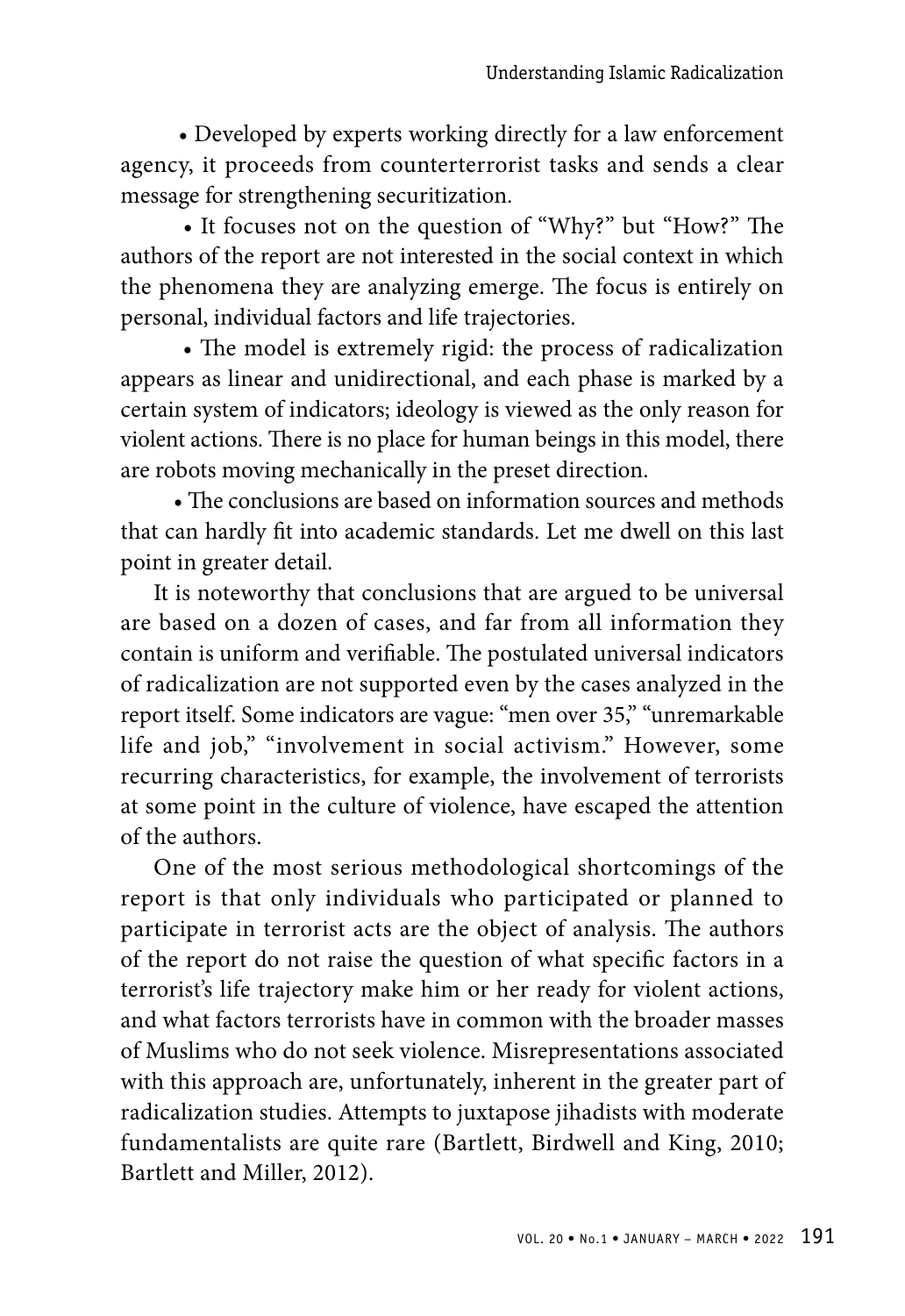- Developed by experts working directly for a law enforcement agency, it proceeds from counterterrorist tasks and sends a clear message for strengthening securitization.
- It focuses not on the question of "Why?" but "How?" The authors of the report are not interested in the social context in which the phenomena they are analyzing emerge. The focus is entirely on personal, individual factors and life trajectories.
- The model is extremely rigid: the process of radicalization appears as linear and unidirectional, and each phase is marked by a certain system of indicators; ideology is viewed as the only reason for violent actions. There is no place for human beings in this model, there are robots moving mechanically in the preset direction.
- The conclusions are based on information sources and methods that can hardly fit into academic standards. Let me dwell on this last point in greater detail.

It is noteworthy that conclusions that are argued to be universal are based on a dozen of cases, and far from all information they contain is uniform and verifiable. The postulated universal indicators of radicalization are not supported even by the cases analyzed in the report itself. Some indicators are vague: "men over 35," "unremarkable life and job," "involvement in social activism." However, some recurring characteristics, for example, the involvement of terrorists at some point in the culture of violence, have escaped the attention of the authors.

One of the most serious methodological shortcomings of the report is that only individuals who participated or planned to participate in terrorist acts are the object of analysis. The authors of the report do not raise the question of what specific factors in a terrorist's life trajectory make him or her ready for violent actions, and what factors terrorists have in common with the broader masses of Muslims who do not seek violence. Misrepresentations associated with this approach are, unfortunately, inherent in the greater part of radicalization studies. Attempts to juxtapose jihadists with moderate fundamentalists are quite rare (Bartlett, Birdwell and King, 2010; Bartlett and Miller, 2012).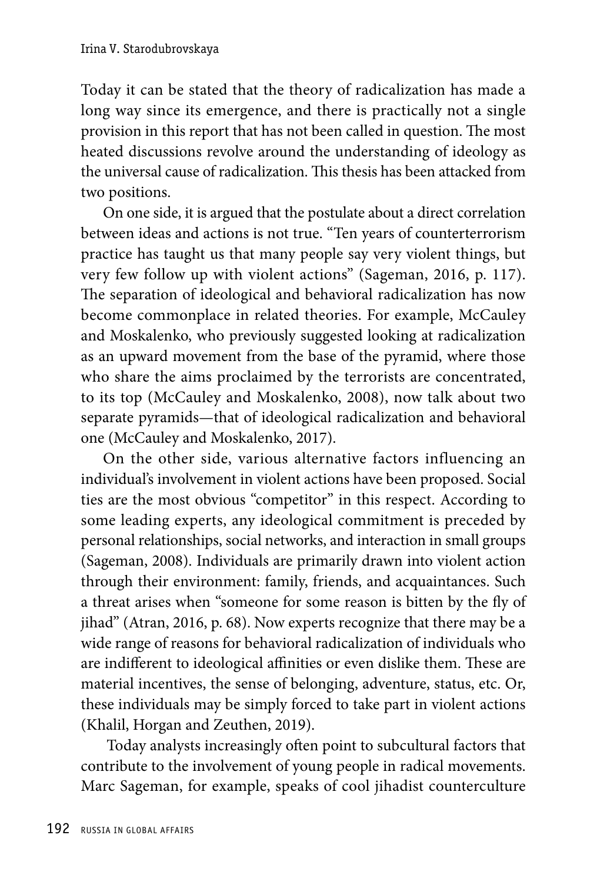Today it can be stated that the theory of radicalization has made a long way since its emergence, and there is practically not a single provision in this report that has not been called in question. The most heated discussions revolve around the understanding of ideology as the universal cause of radicalization. This thesis has been attacked from two positions.

On one side, it is argued that the postulate about a direct correlation between ideas and actions is not true. "Ten years of counterterrorism practice has taught us that many people say very violent things, but very few follow up with violent actions" (Sageman, 2016, p. 117). The separation of ideological and behavioral radicalization has now become commonplace in related theories. For example, McCauley and Moskalenko, who previously suggested looking at radicalization as an upward movement from the base of the pyramid, where those who share the aims proclaimed by the terrorists are concentrated, to its top (McCauley and Moskalenko, 2008), now talk about two separate pyramids—that of ideological radicalization and behavioral one (McCauley and Moskalenko, 2017).

On the other side, various alternative factors influencing an individual's involvement in violent actions have been proposed. Social ties are the most obvious "competitor" in this respect. According to some leading experts, any ideological commitment is preceded by personal relationships, social networks, and interaction in small groups (Sageman, 2008). Individuals are primarily drawn into violent action through their environment: family, friends, and acquaintances. Such a threat arises when "someone for some reason is bitten by the fly of jihad" (Atran, 2016, p. 68). Now experts recognize that there may be a wide range of reasons for behavioral radicalization of individuals who are indifferent to ideological affinities or even dislike them. These are material incentives, the sense of belonging, adventure, status, etc. Or, these individuals may be simply forced to take part in violent actions (Khalil, Horgan and Zeuthen, 2019).

Today analysts increasingly often point to subcultural factors that contribute to the involvement of young people in radical movements. Marc Sageman, for example, speaks of cool jihadist counterculture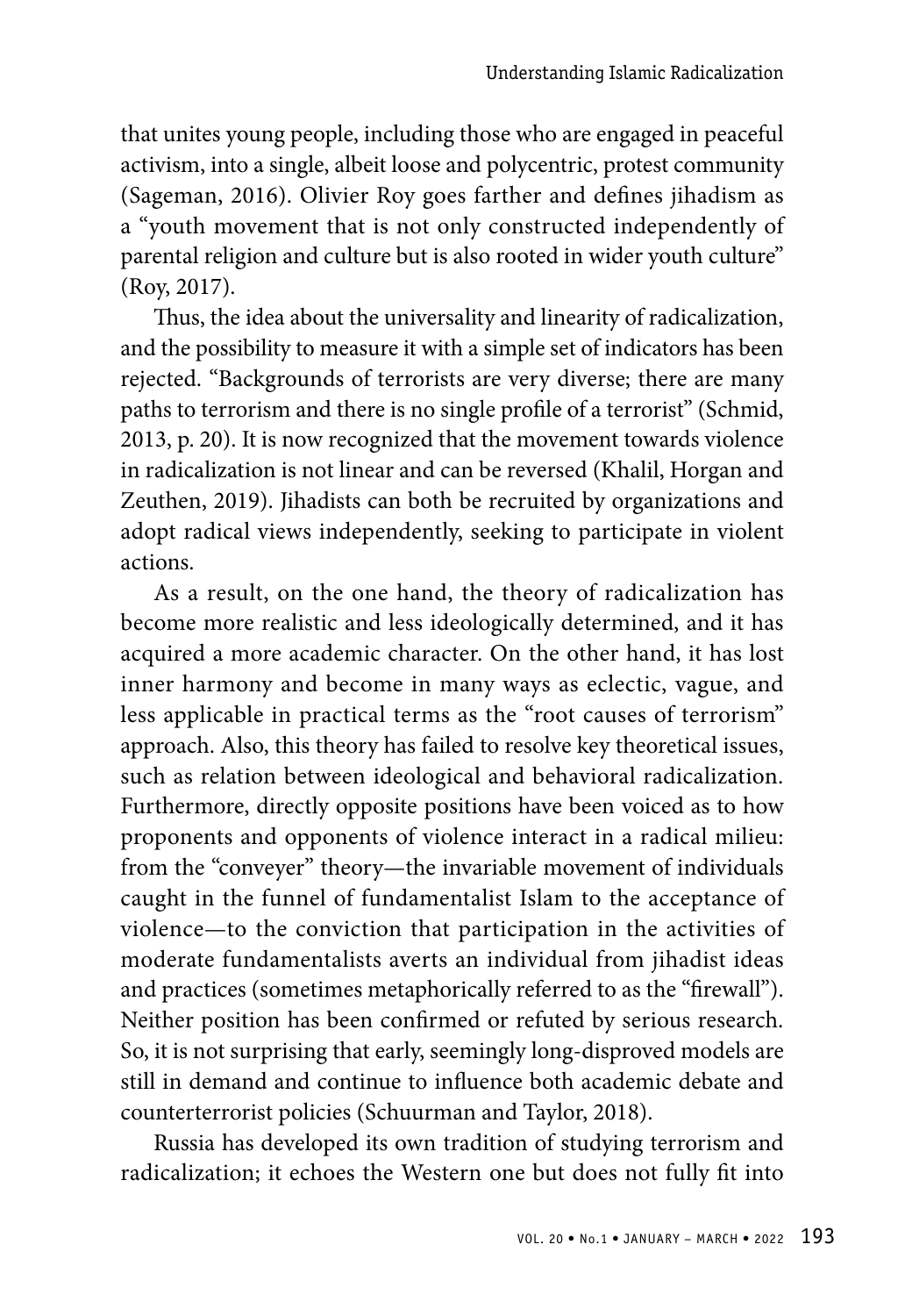that unites young people, including those who are engaged in peaceful activism, into a single, albeit loose and polycentric, protest community (Sageman, 2016). Olivier Roy goes farther and defines jihadism as a "youth movement that is not only constructed independently of parental religion and culture but is also rooted in wider youth culture" (Roy, 2017).

Thus, the idea about the universality and linearity of radicalization, and the possibility to measure it with a simple set of indicators has been rejected. "Backgrounds of terrorists are very diverse; there are many paths to terrorism and there is no single profile of a terrorist" (Schmid, 2013, p. 20). It is now recognized that the movement towards violence in radicalization is not linear and can be reversed (Khalil, Horgan and Zeuthen, 2019). Jihadists can both be recruited by organizations and adopt radical views independently, seeking to participate in violent actions.

As a result, on the one hand, the theory of radicalization has become more realistic and less ideologically determined, and it has acquired a more academic character. On the other hand, it has lost inner harmony and become in many ways as eclectic, vague, and less applicable in practical terms as the "root causes of terrorism" approach. Also, this theory has failed to resolve key theoretical issues, such as relation between ideological and behavioral radicalization. Furthermore, directly opposite positions have been voiced as to how proponents and opponents of violence interact in a radical milieu: from the "conveyer" theory—the invariable movement of individuals caught in the funnel of fundamentalist Islam to the acceptance of violence—to the conviction that participation in the activities of moderate fundamentalists averts an individual from jihadist ideas and practices (sometimes metaphorically referred to as the "firewall"). Neither position has been confirmed or refuted by serious research. So, it is not surprising that early, seemingly long-disproved models are still in demand and continue to influence both academic debate and counterterrorist policies (Schuurman and Taylor, 2018).

Russia has developed its own tradition of studying terrorism and radicalization; it echoes the Western one but does not fully fit into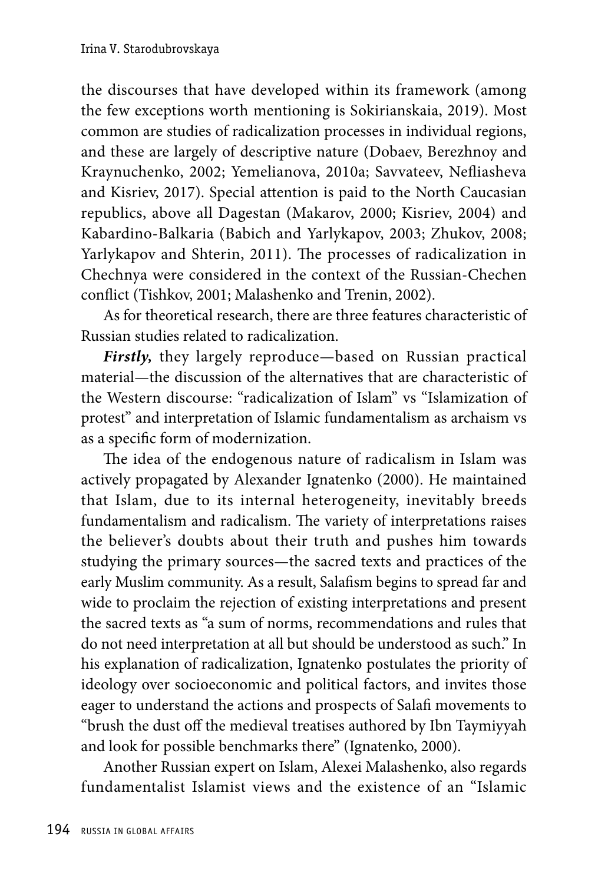the discourses that have developed within its framework (among the few exceptions worth mentioning is Sokirianskaia, 2019). Most common are studies of radicalization processes in individual regions, and these are largely of descriptive nature (Dobaev, Berezhnoy and Kraynuchenko, 2002; Yemelianova, 2010a; Savvateev, Nefliasheva and Kisriev, 2017). Special attention is paid to the North Caucasian republics, above all Dagestan (Makarov, 2000; Kisriev, 2004) and Kabardino-Balkaria (Babich and Yarlykapov, 2003; Zhukov, 2008; Yarlykapov and Shterin, 2011). The processes of radicalization in Chechnya were considered in the context of the Russian-Chechen conflict (Tishkov, 2001; Malashenko and Trenin, 2002).

As for theoretical research, there are three features characteristic of Russian studies related to radicalization.

***Firstly,*** they largely reproduce—based on Russian practical material—the discussion of the alternatives that are characteristic of the Western discourse: "radicalization of Islam" vs "Islamization of protest" and interpretation of Islamic fundamentalism as archaism vs as a specific form of modernization.

The idea of the endogenous nature of radicalism in Islam was actively propagated by Alexander Ignatenko (2000). He maintained that Islam, due to its internal heterogeneity, inevitably breeds fundamentalism and radicalism. The variety of interpretations raises the believer's doubts about their truth and pushes him towards studying the primary sources—the sacred texts and practices of the early Muslim community. As a result, Salafism begins to spread far and wide to proclaim the rejection of existing interpretations and present the sacred texts as "a sum of norms, recommendations and rules that do not need interpretation at all but should be understood as such." In his explanation of radicalization, Ignatenko postulates the priority of ideology over socioeconomic and political factors, and invites those eager to understand the actions and prospects of Salafi movements to "brush the dust off the medieval treatises authored by Ibn Taymiyyah and look for possible benchmarks there" (Ignatenko, 2000).

Another Russian expert on Islam, Alexei Malashenko, also regards fundamentalist Islamist views and the existence of an "Islamic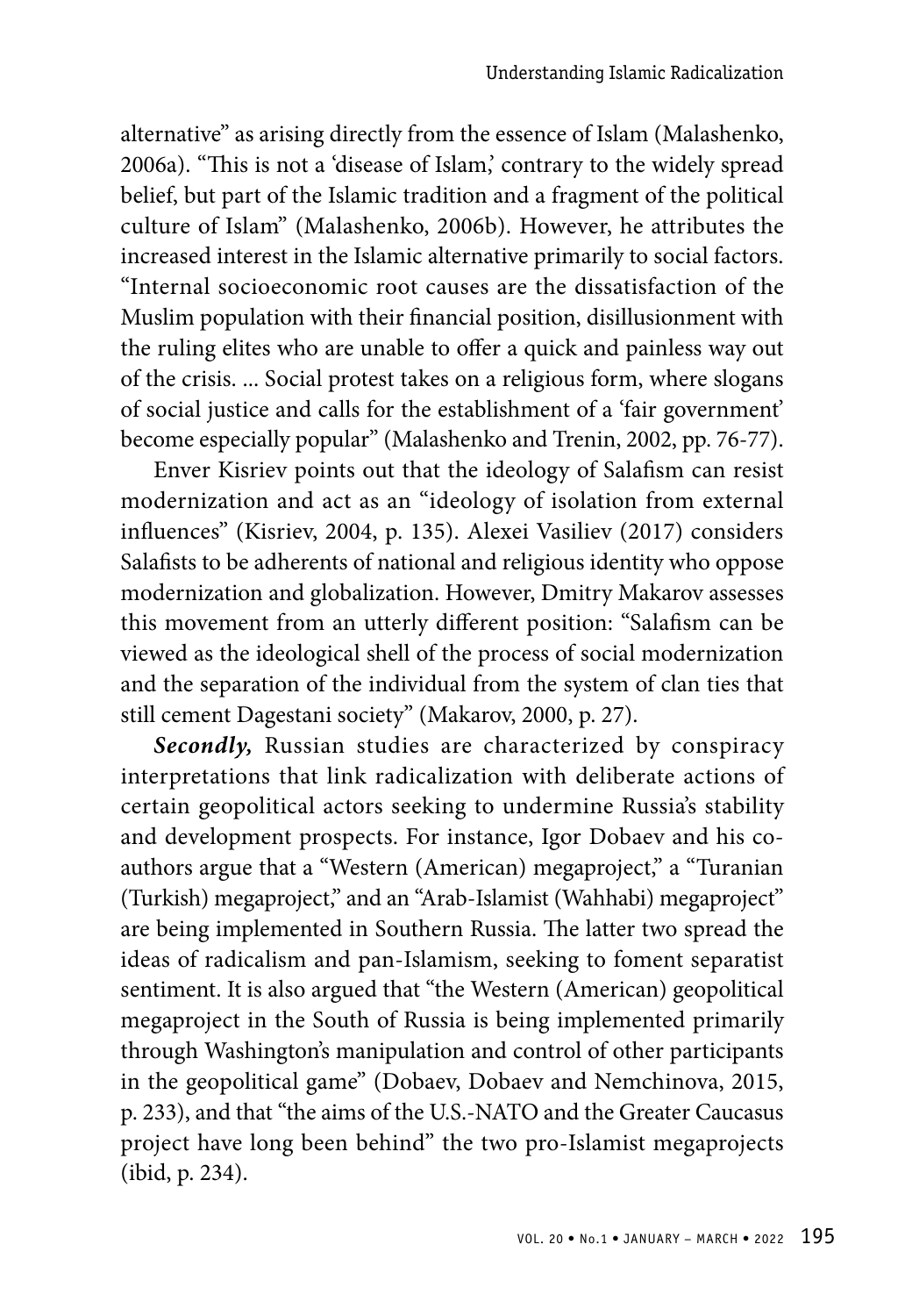alternative" as arising directly from the essence of Islam (Malashenko, 2006a). "This is not a 'disease of Islam,' contrary to the widely spread belief, but part of the Islamic tradition and a fragment of the political culture of Islam" (Malashenko, 2006b). However, he attributes the increased interest in the Islamic alternative primarily to social factors. "Internal socioeconomic root causes are the dissatisfaction of the Muslim population with their financial position, disillusionment with the ruling elites who are unable to offer a quick and painless way out of the crisis. ... Social protest takes on a religious form, where slogans of social justice and calls for the establishment of a 'fair government' become especially popular" (Malashenko and Trenin, 2002, pp. 76-77).

Enver Kisriev points out that the ideology of Salafism can resist modernization and act as an "ideology of isolation from external influences" (Kisriev, 2004, p. 135). Alexei Vasiliev (2017) considers Salafists to be adherents of national and religious identity who oppose modernization and globalization. However, Dmitry Makarov assesses this movement from an utterly different position: "Salafism can be viewed as the ideological shell of the process of social modernization and the separation of the individual from the system of clan ties that still cement Dagestani society" (Makarov, 2000, p. 27).

***Secondly,*** Russian studies are characterized by conspiracy interpretations that link radicalization with deliberate actions of certain geopolitical actors seeking to undermine Russia's stability and development prospects. For instance, Igor Dobaev and his co-authors argue that a "Western (American) megaproject," a "Turanian (Turkish) megaproject," and an "Arab-Islamist (Wahhabi) megaproject" are being implemented in Southern Russia. The latter two spread the ideas of radicalism and pan-Islamism, seeking to foment separatist sentiment. It is also argued that "the Western (American) geopolitical megaproject in the South of Russia is being implemented primarily through Washington's manipulation and control of other participants in the geopolitical game" (Dobaev, Dobaev and Nemchinova, 2015, p. 233), and that "the aims of the U.S.-NATO and the Greater Caucasus project have long been behind" the two pro-Islamist megaprojects (ibid, p. 234).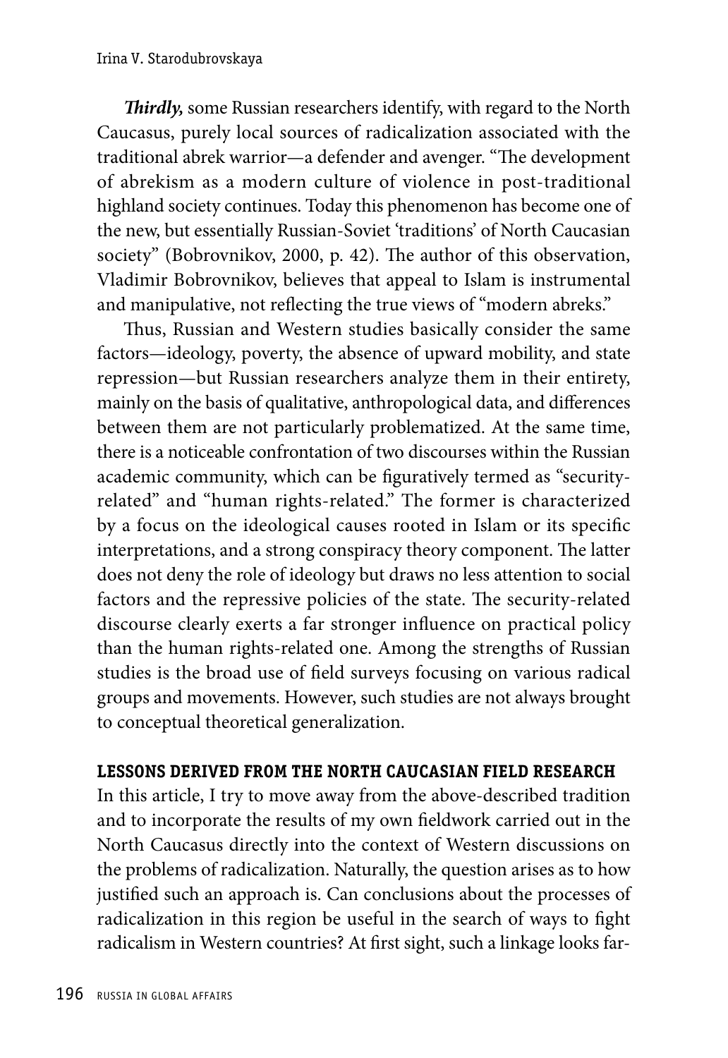***Thirdly,*** some Russian researchers identify, with regard to the North Caucasus, purely local sources of radicalization associated with the traditional abrek warrior—a defender and avenger. "The development of abrekism as a modern culture of violence in post-traditional highland society continues. Today this phenomenon has become one of the new, but essentially Russian-Soviet 'traditions' of North Caucasian society" (Bobrovnikov, 2000, p. 42). The author of this observation, Vladimir Bobrovnikov, believes that appeal to Islam is instrumental and manipulative, not reflecting the true views of "modern abreks."

Thus, Russian and Western studies basically consider the same factors—ideology, poverty, the absence of upward mobility, and state repression—but Russian researchers analyze them in their entirety, mainly on the basis of qualitative, anthropological data, and differences between them are not particularly problematized. At the same time, there is a noticeable confrontation of two discourses within the Russian academic community, which can be figuratively termed as "security-related" and "human rights-related." The former is characterized by a focus on the ideological causes rooted in Islam or its specific interpretations, and a strong conspiracy theory component. The latter does not deny the role of ideology but draws no less attention to social factors and the repressive policies of the state. The security-related discourse clearly exerts a far stronger influence on practical policy than the human rights-related one. Among the strengths of Russian studies is the broad use of field surveys focusing on various radical groups and movements. However, such studies are not always brought to conceptual theoretical generalization.

## LESSONS DERIVED FROM THE NORTH CAUCASIAN FIELD RESEARCH

In this article, I try to move away from the above-described tradition and to incorporate the results of my own fieldwork carried out in the North Caucasus directly into the context of Western discussions on the problems of radicalization. Naturally, the question arises as to how justified such an approach is. Can conclusions about the processes of radicalization in this region be useful in the search of ways to fight radicalism in Western countries? At first sight, such a linkage looks far-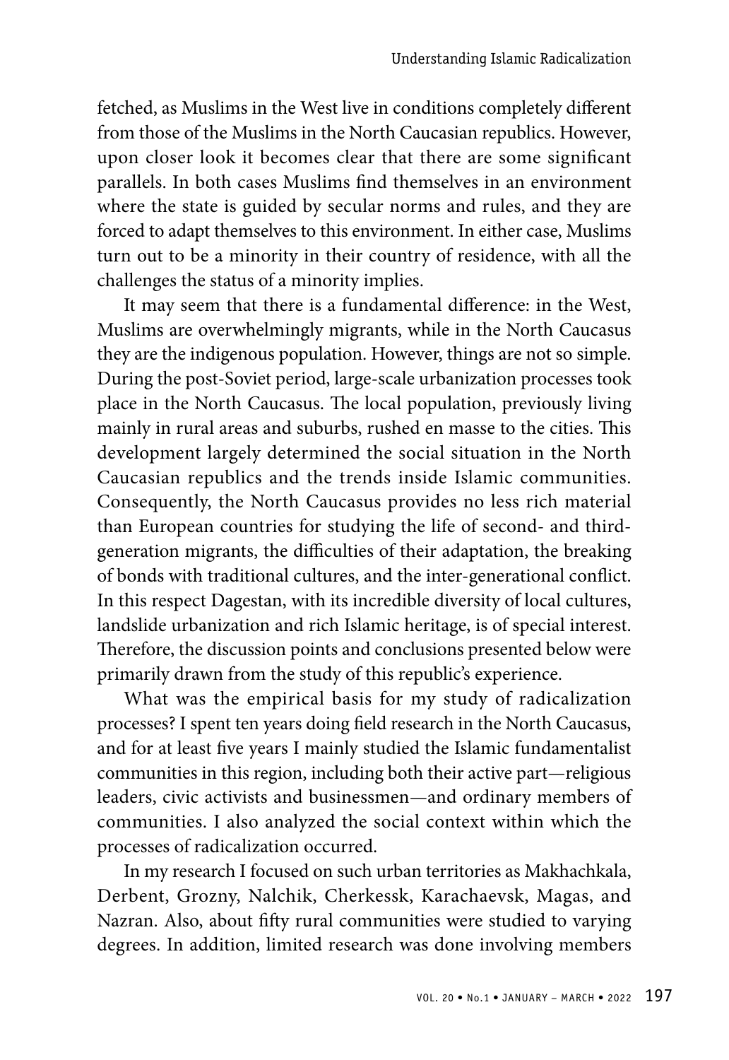fetched, as Muslims in the West live in conditions completely different from those of the Muslims in the North Caucasian republics. However, upon closer look it becomes clear that there are some significant parallels. In both cases Muslims find themselves in an environment where the state is guided by secular norms and rules, and they are forced to adapt themselves to this environment. In either case, Muslims turn out to be a minority in their country of residence, with all the challenges the status of a minority implies.

It may seem that there is a fundamental difference: in the West, Muslims are overwhelmingly migrants, while in the North Caucasus they are the indigenous population. However, things are not so simple. During the post-Soviet period, large-scale urbanization processes took place in the North Caucasus. The local population, previously living mainly in rural areas and suburbs, rushed en masse to the cities. This development largely determined the social situation in the North Caucasian republics and the trends inside Islamic communities. Consequently, the North Caucasus provides no less rich material than European countries for studying the life of second- and third-generation migrants, the difficulties of their adaptation, the breaking of bonds with traditional cultures, and the inter-generational conflict. In this respect Dagestan, with its incredible diversity of local cultures, landslide urbanization and rich Islamic heritage, is of special interest. Therefore, the discussion points and conclusions presented below were primarily drawn from the study of this republic's experience.

What was the empirical basis for my study of radicalization processes? I spent ten years doing field research in the North Caucasus, and for at least five years I mainly studied the Islamic fundamentalist communities in this region, including both their active part—religious leaders, civic activists and businessmen—and ordinary members of communities. I also analyzed the social context within which the processes of radicalization occurred.

In my research I focused on such urban territories as Makhachkala, Derbent, Grozny, Nalchik, Cherkessk, Karachaevsk, Magas, and Nazran. Also, about fifty rural communities were studied to varying degrees. In addition, limited research was done involving members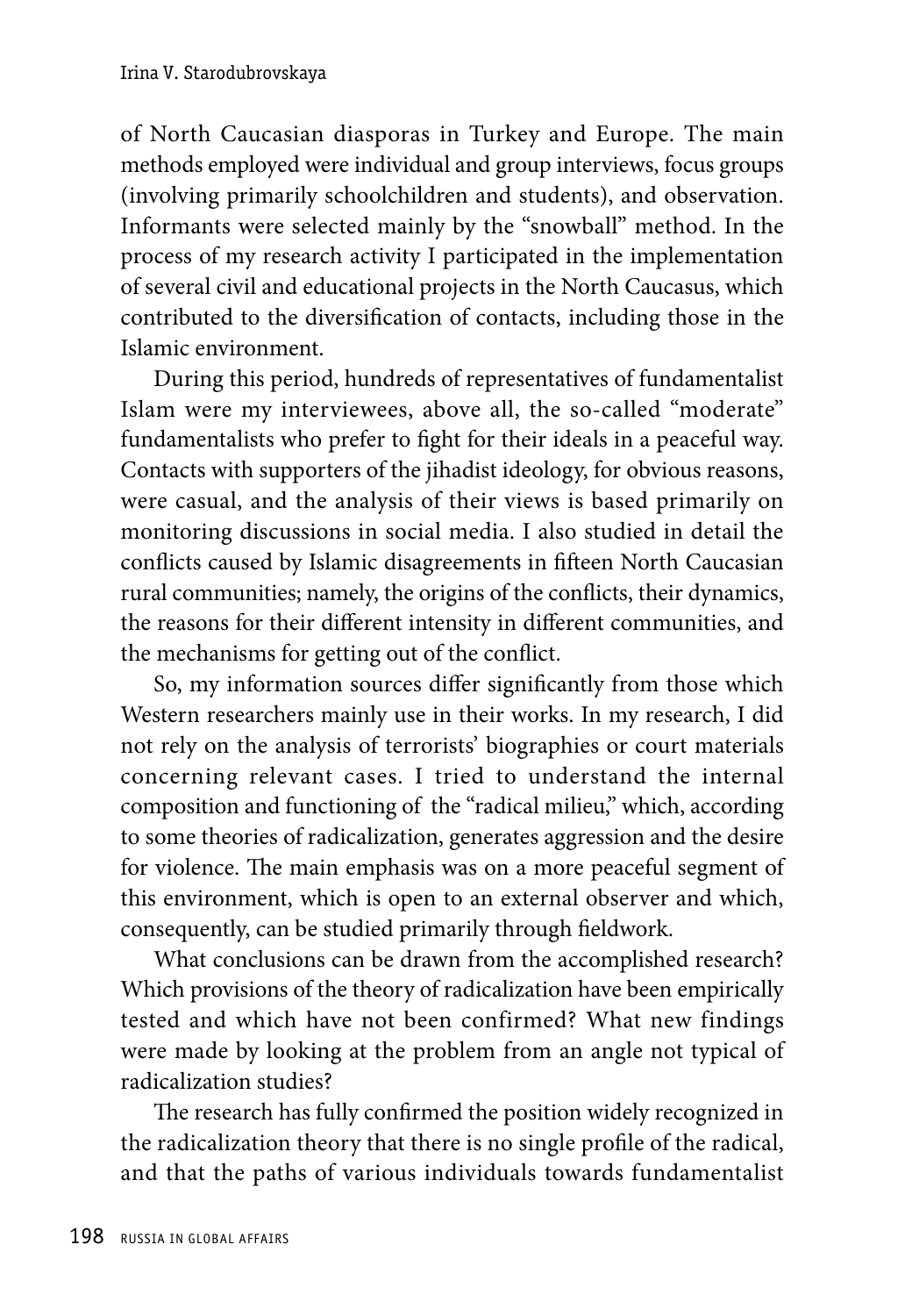of North Caucasian diasporas in Turkey and Europe. The main methods employed were individual and group interviews, focus groups (involving primarily schoolchildren and students), and observation. Informants were selected mainly by the "snowball" method. In the process of my research activity I participated in the implementation of several civil and educational projects in the North Caucasus, which contributed to the diversification of contacts, including those in the Islamic environment.

During this period, hundreds of representatives of fundamentalist Islam were my interviewees, above all, the so-called "moderate" fundamentalists who prefer to fight for their ideals in a peaceful way. Contacts with supporters of the jihadist ideology, for obvious reasons, were casual, and the analysis of their views is based primarily on monitoring discussions in social media. I also studied in detail the conflicts caused by Islamic disagreements in fifteen North Caucasian rural communities; namely, the origins of the conflicts, their dynamics, the reasons for their different intensity in different communities, and the mechanisms for getting out of the conflict.

So, my information sources differ significantly from those which Western researchers mainly use in their works. In my research, I did not rely on the analysis of terrorists' biographies or court materials concerning relevant cases. I tried to understand the internal composition and functioning of the "radical milieu," which, according to some theories of radicalization, generates aggression and the desire for violence. The main emphasis was on a more peaceful segment of this environment, which is open to an external observer and which, consequently, can be studied primarily through fieldwork.

What conclusions can be drawn from the accomplished research? Which provisions of the theory of radicalization have been empirically tested and which have not been confirmed? What new findings were made by looking at the problem from an angle not typical of radicalization studies?

The research has fully confirmed the position widely recognized in the radicalization theory that there is no single profile of the radical, and that the paths of various individuals towards fundamentalist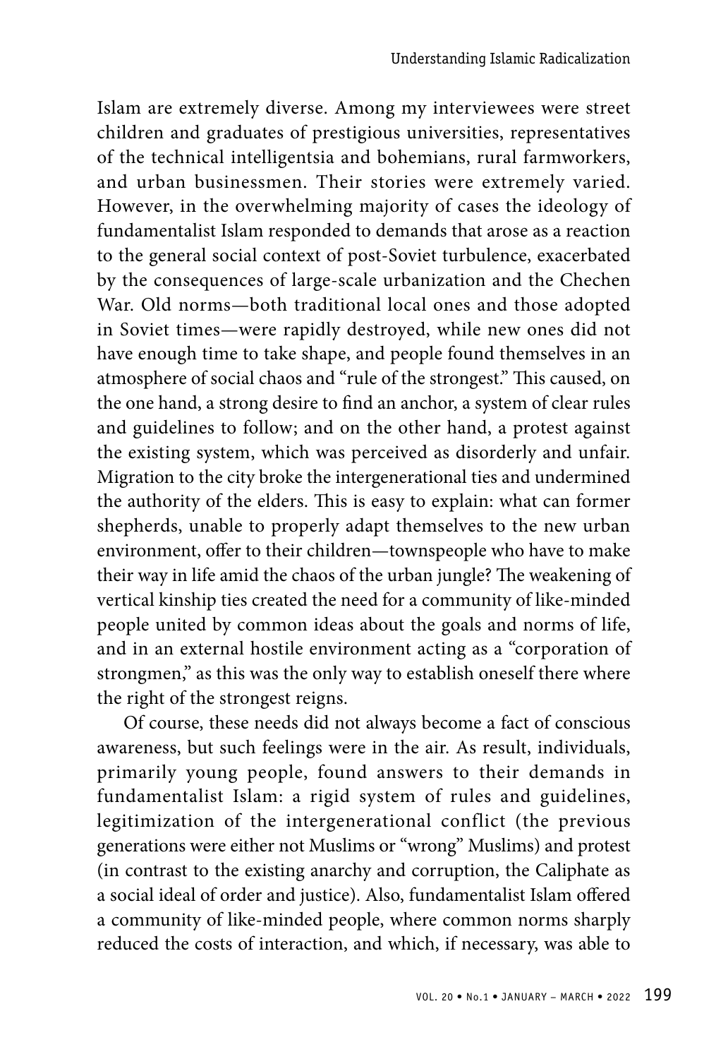Islam are extremely diverse. Among my interviewees were street children and graduates of prestigious universities, representatives of the technical intelligentsia and bohemians, rural farmworkers, and urban businessmen. Their stories were extremely varied. However, in the overwhelming majority of cases the ideology of fundamentalist Islam responded to demands that arose as a reaction to the general social context of post-Soviet turbulence, exacerbated by the consequences of large-scale urbanization and the Chechen War. Old norms—both traditional local ones and those adopted in Soviet times—were rapidly destroyed, while new ones did not have enough time to take shape, and people found themselves in an atmosphere of social chaos and "rule of the strongest." This caused, on the one hand, a strong desire to find an anchor, a system of clear rules and guidelines to follow; and on the other hand, a protest against the existing system, which was perceived as disorderly and unfair. Migration to the city broke the intergenerational ties and undermined the authority of the elders. This is easy to explain: what can former shepherds, unable to properly adapt themselves to the new urban environment, offer to their children—townspeople who have to make their way in life amid the chaos of the urban jungle? The weakening of vertical kinship ties created the need for a community of like-minded people united by common ideas about the goals and norms of life, and in an external hostile environment acting as a "corporation of strongmen," as this was the only way to establish oneself there where the right of the strongest reigns.

Of course, these needs did not always become a fact of conscious awareness, but such feelings were in the air. As result, individuals, primarily young people, found answers to their demands in fundamentalist Islam: a rigid system of rules and guidelines, legitimization of the intergenerational conflict (the previous generations were either not Muslims or "wrong" Muslims) and protest (in contrast to the existing anarchy and corruption, the Caliphate as a social ideal of order and justice). Also, fundamentalist Islam offered a community of like-minded people, where common norms sharply reduced the costs of interaction, and which, if necessary, was able to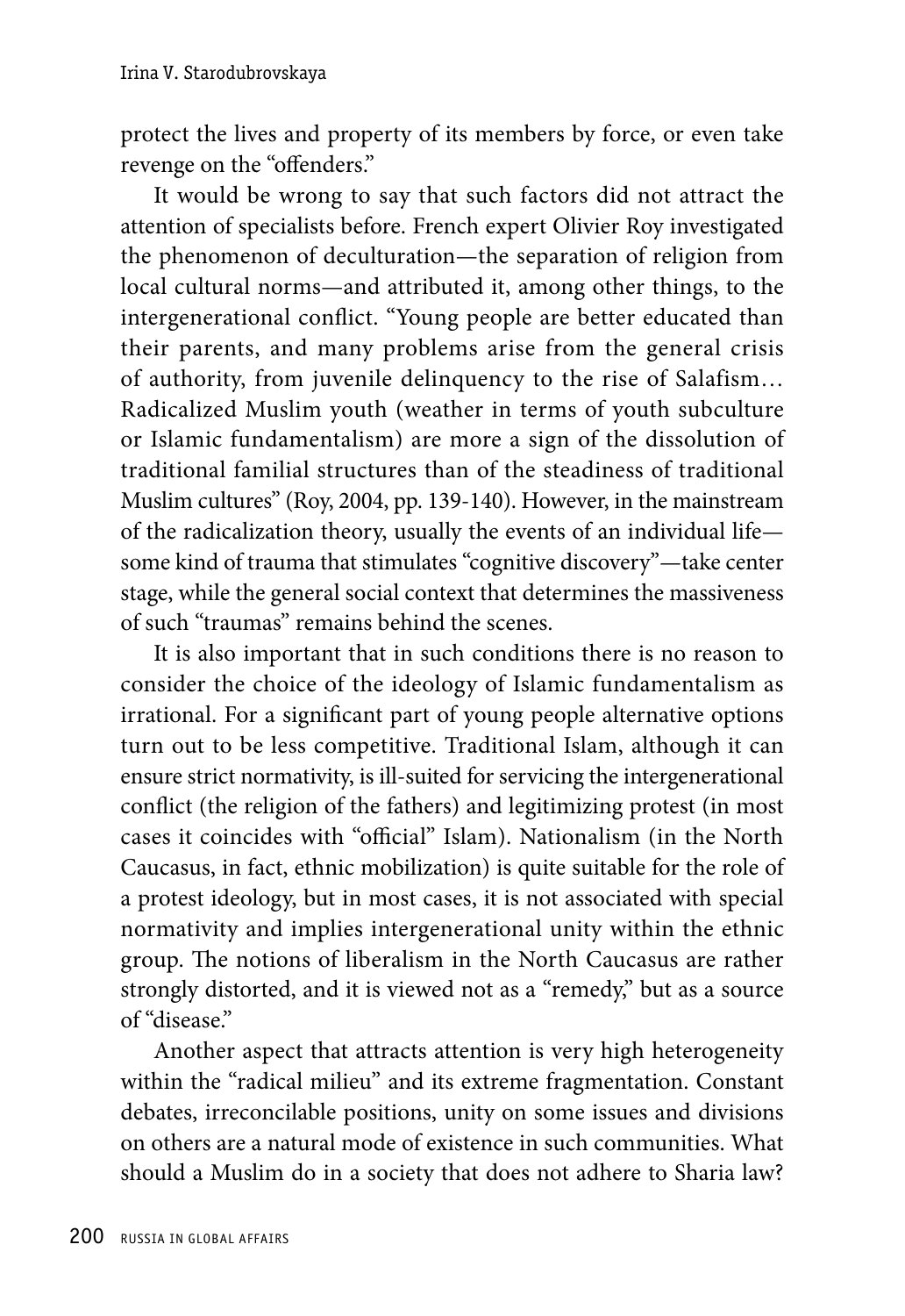protect the lives and property of its members by force, or even take revenge on the "offenders."

It would be wrong to say that such factors did not attract the attention of specialists before. French expert Olivier Roy investigated the phenomenon of deculturation—the separation of religion from local cultural norms—and attributed it, among other things, to the intergenerational conflict. "Young people are better educated than their parents, and many problems arise from the general crisis of authority, from juvenile delinquency to the rise of Salafism… Radicalized Muslim youth (weather in terms of youth subculture or Islamic fundamentalism) are more a sign of the dissolution of traditional familial structures than of the steadiness of traditional Muslim cultures" (Roy, 2004, pp. 139-140). However, in the mainstream of the radicalization theory, usually the events of an individual life—some kind of trauma that stimulates "cognitive discovery"—take center stage, while the general social context that determines the massiveness of such "traumas" remains behind the scenes.

It is also important that in such conditions there is no reason to consider the choice of the ideology of Islamic fundamentalism as irrational. For a significant part of young people alternative options turn out to be less competitive. Traditional Islam, although it can ensure strict normativity, is ill-suited for servicing the intergenerational conflict (the religion of the fathers) and legitimizing protest (in most cases it coincides with "official" Islam). Nationalism (in the North Caucasus, in fact, ethnic mobilization) is quite suitable for the role of a protest ideology, but in most cases, it is not associated with special normativity and implies intergenerational unity within the ethnic group. The notions of liberalism in the North Caucasus are rather strongly distorted, and it is viewed not as a "remedy," but as a source of "disease."

Another aspect that attracts attention is very high heterogeneity within the "radical milieu" and its extreme fragmentation. Constant debates, irreconcilable positions, unity on some issues and divisions on others are a natural mode of existence in such communities. What should a Muslim do in a society that does not adhere to Sharia law?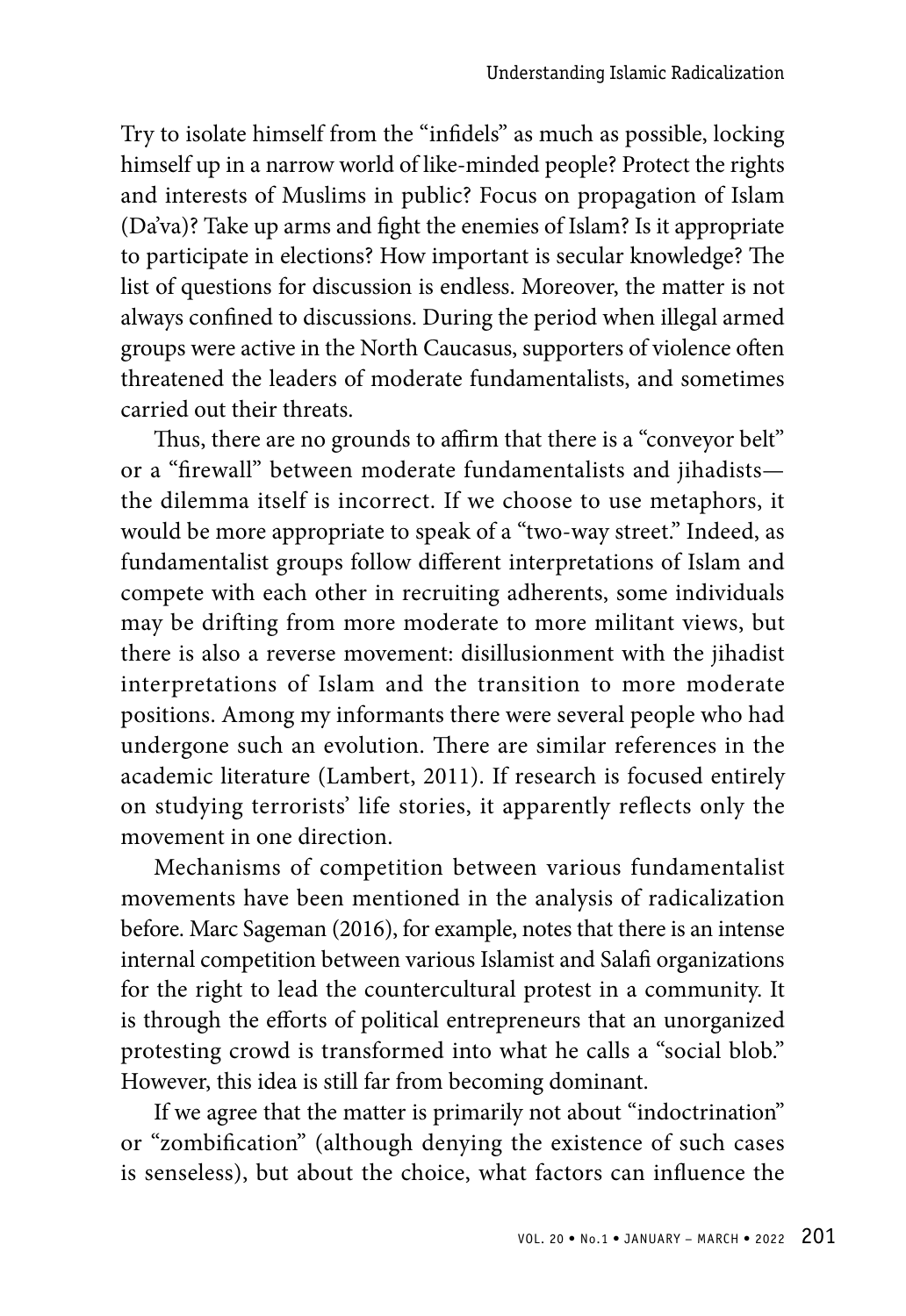Try to isolate himself from the "infidels" as much as possible, locking himself up in a narrow world of like-minded people? Protect the rights and interests of Muslims in public? Focus on propagation of Islam (Da'va)? Take up arms and fight the enemies of Islam? Is it appropriate to participate in elections? How important is secular knowledge? The list of questions for discussion is endless. Moreover, the matter is not always confined to discussions. During the period when illegal armed groups were active in the North Caucasus, supporters of violence often threatened the leaders of moderate fundamentalists, and sometimes carried out their threats.

Thus, there are no grounds to affirm that there is a "conveyor belt" or a "firewall" between moderate fundamentalists and jihadists—the dilemma itself is incorrect. If we choose to use metaphors, it would be more appropriate to speak of a "two-way street." Indeed, as fundamentalist groups follow different interpretations of Islam and compete with each other in recruiting adherents, some individuals may be drifting from more moderate to more militant views, but there is also a reverse movement: disillusionment with the jihadist interpretations of Islam and the transition to more moderate positions. Among my informants there were several people who had undergone such an evolution. There are similar references in the academic literature (Lambert, 2011). If research is focused entirely on studying terrorists' life stories, it apparently reflects only the movement in one direction.

Mechanisms of competition between various fundamentalist movements have been mentioned in the analysis of radicalization before. Marc Sageman (2016), for example, notes that there is an intense internal competition between various Islamist and Salafi organizations for the right to lead the countercultural protest in a community. It is through the efforts of political entrepreneurs that an unorganized protesting crowd is transformed into what he calls a "social blob." However, this idea is still far from becoming dominant.

If we agree that the matter is primarily not about "indoctrination" or "zombification" (although denying the existence of such cases is senseless), but about the choice, what factors can influence the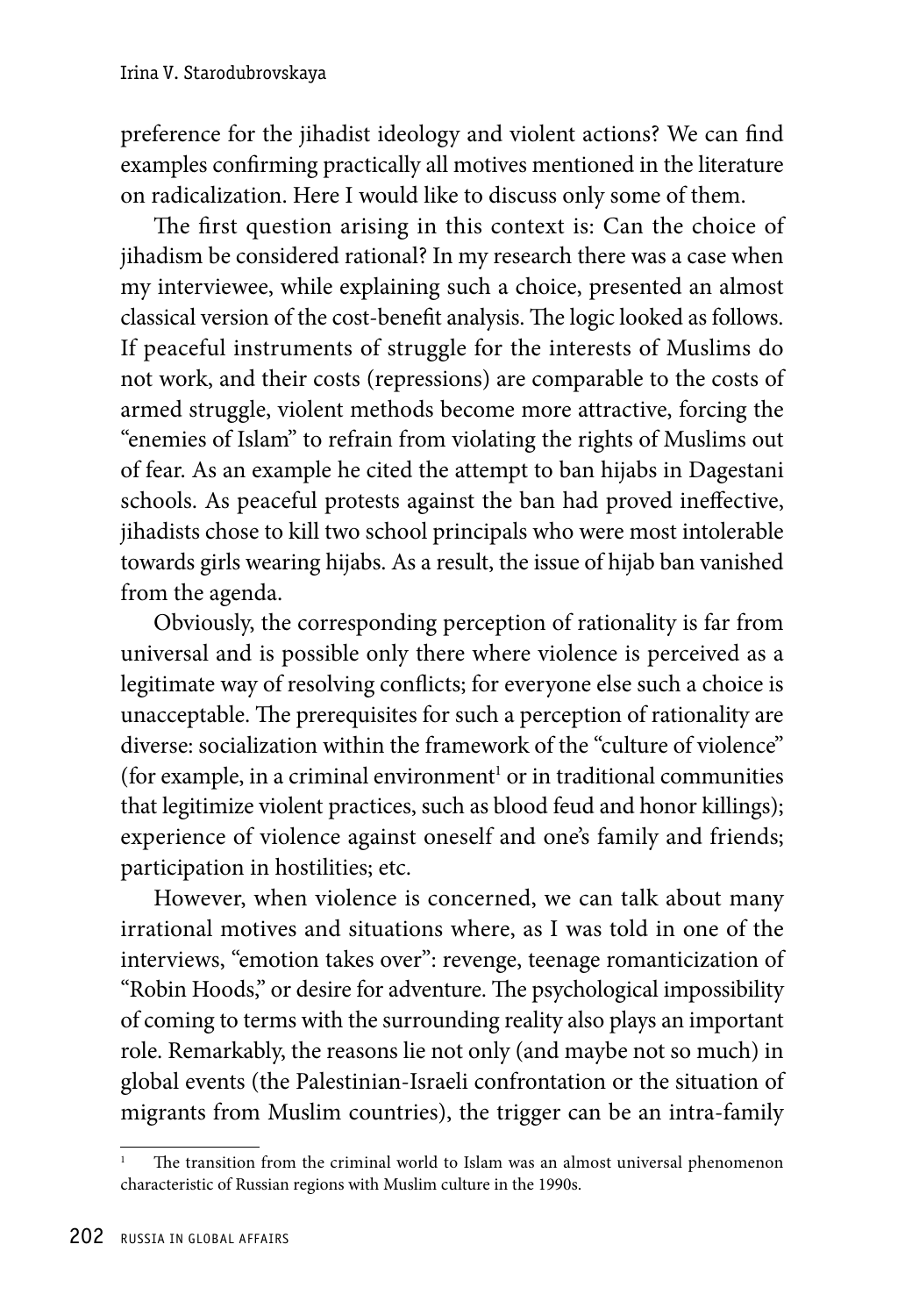preference for the jihadist ideology and violent actions? We can find examples confirming practically all motives mentioned in the literature on radicalization. Here I would like to discuss only some of them.

The first question arising in this context is: Can the choice of jihadism be considered rational? In my research there was a case when my interviewee, while explaining such a choice, presented an almost classical version of the cost-benefit analysis. The logic looked as follows. If peaceful instruments of struggle for the interests of Muslims do not work, and their costs (repressions) are comparable to the costs of armed struggle, violent methods become more attractive, forcing the "enemies of Islam" to refrain from violating the rights of Muslims out of fear. As an example he cited the attempt to ban hijabs in Dagestani schools. As peaceful protests against the ban had proved ineffective, jihadists chose to kill two school principals who were most intolerable towards girls wearing hijabs. As a result, the issue of hijab ban vanished from the agenda.

Obviously, the corresponding perception of rationality is far from universal and is possible only there where violence is perceived as a legitimate way of resolving conflicts; for everyone else such a choice is unacceptable. The prerequisites for such a perception of rationality are diverse: socialization within the framework of the "culture of violence" (for example, in a criminal environment[1] or in traditional communities that legitimize violent practices, such as blood feud and honor killings); experience of violence against oneself and one's family and friends; participation in hostilities; etc.

However, when violence is concerned, we can talk about many irrational motives and situations where, as I was told in one of the interviews, "emotion takes over": revenge, teenage romanticization of "Robin Hoods," or desire for adventure. The psychological impossibility of coming to terms with the surrounding reality also plays an important role. Remarkably, the reasons lie not only (and maybe not so much) in global events (the Palestinian-Israeli confrontation or the situation of migrants from Muslim countries), the trigger can be an intra-family

---

[1] The transition from the criminal world to Islam was an almost universal phenomenon characteristic of Russian regions with Muslim culture in the 1990s.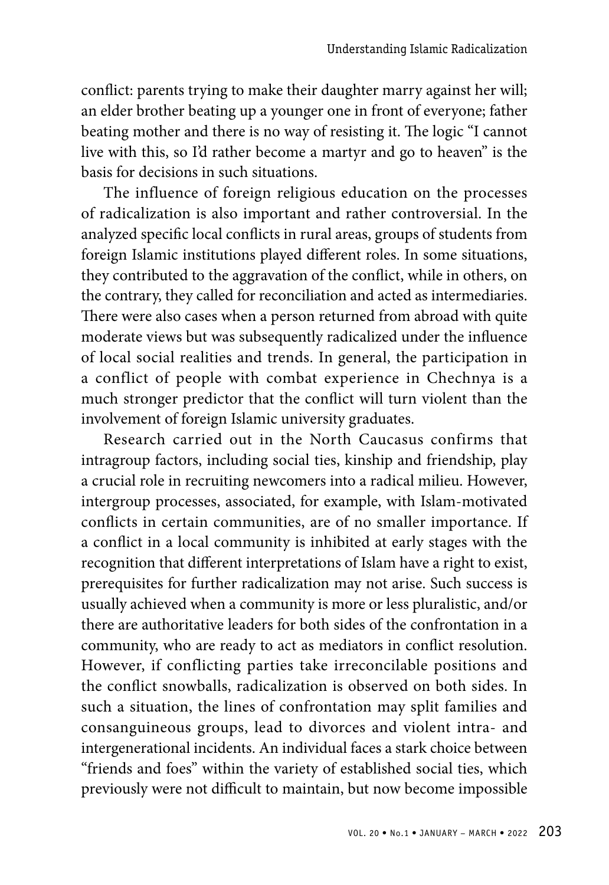conflict: parents trying to make their daughter marry against her will; an elder brother beating up a younger one in front of everyone; father beating mother and there is no way of resisting it. The logic "I cannot live with this, so I'd rather become a martyr and go to heaven" is the basis for decisions in such situations.

The influence of foreign religious education on the processes of radicalization is also important and rather controversial. In the analyzed specific local conflicts in rural areas, groups of students from foreign Islamic institutions played different roles. In some situations, they contributed to the aggravation of the conflict, while in others, on the contrary, they called for reconciliation and acted as intermediaries. There were also cases when a person returned from abroad with quite moderate views but was subsequently radicalized under the influence of local social realities and trends. In general, the participation in a conflict of people with combat experience in Chechnya is a much stronger predictor that the conflict will turn violent than the involvement of foreign Islamic university graduates.

Research carried out in the North Caucasus confirms that intragroup factors, including social ties, kinship and friendship, play a crucial role in recruiting newcomers into a radical milieu. However, intergroup processes, associated, for example, with Islam-motivated conflicts in certain communities, are of no smaller importance. If a conflict in a local community is inhibited at early stages with the recognition that different interpretations of Islam have a right to exist, prerequisites for further radicalization may not arise. Such success is usually achieved when a community is more or less pluralistic, and/or there are authoritative leaders for both sides of the confrontation in a community, who are ready to act as mediators in conflict resolution. However, if conflicting parties take irreconcilable positions and the conflict snowballs, radicalization is observed on both sides. In such a situation, the lines of confrontation may split families and consanguineous groups, lead to divorces and violent intra- and intergenerational incidents. An individual faces a stark choice between "friends and foes" within the variety of established social ties, which previously were not difficult to maintain, but now become impossible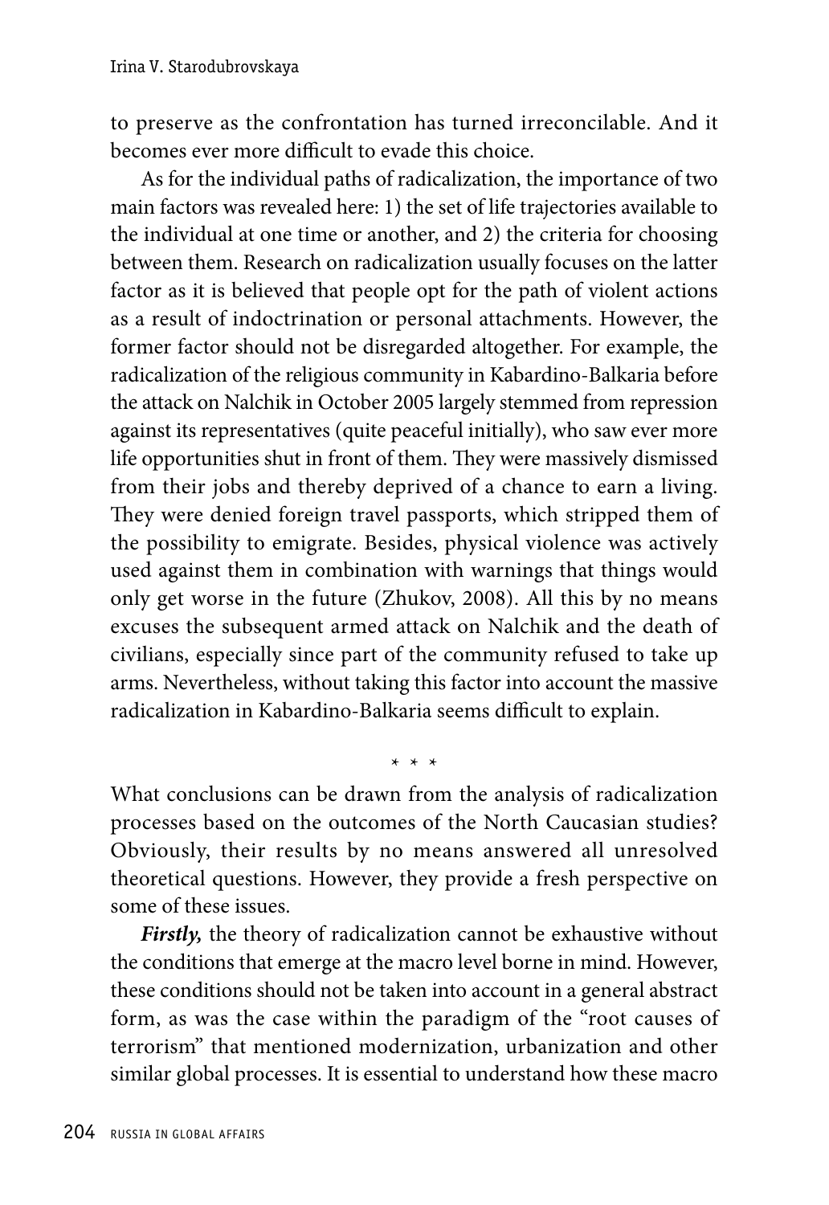to preserve as the confrontation has turned irreconcilable. And it becomes ever more difficult to evade this choice.

As for the individual paths of radicalization, the importance of two main factors was revealed here: 1) the set of life trajectories available to the individual at one time or another, and 2) the criteria for choosing between them. Research on radicalization usually focuses on the latter factor as it is believed that people opt for the path of violent actions as a result of indoctrination or personal attachments. However, the former factor should not be disregarded altogether. For example, the radicalization of the religious community in Kabardino-Balkaria before the attack on Nalchik in October 2005 largely stemmed from repression against its representatives (quite peaceful initially), who saw ever more life opportunities shut in front of them. They were massively dismissed from their jobs and thereby deprived of a chance to earn a living. They were denied foreign travel passports, which stripped them of the possibility to emigrate. Besides, physical violence was actively used against them in combination with warnings that things would only get worse in the future (Zhukov, 2008). All this by no means excuses the subsequent armed attack on Nalchik and the death of civilians, especially since part of the community refused to take up arms. Nevertheless, without taking this factor into account the massive radicalization in Kabardino-Balkaria seems difficult to explain.

\* \* \*

What conclusions can be drawn from the analysis of radicalization processes based on the outcomes of the North Caucasian studies? Obviously, their results by no means answered all unresolved theoretical questions. However, they provide a fresh perspective on some of these issues.

***Firstly,*** the theory of radicalization cannot be exhaustive without the conditions that emerge at the macro level borne in mind. However, these conditions should not be taken into account in a general abstract form, as was the case within the paradigm of the "root causes of terrorism" that mentioned modernization, urbanization and other similar global processes. It is essential to understand how these macro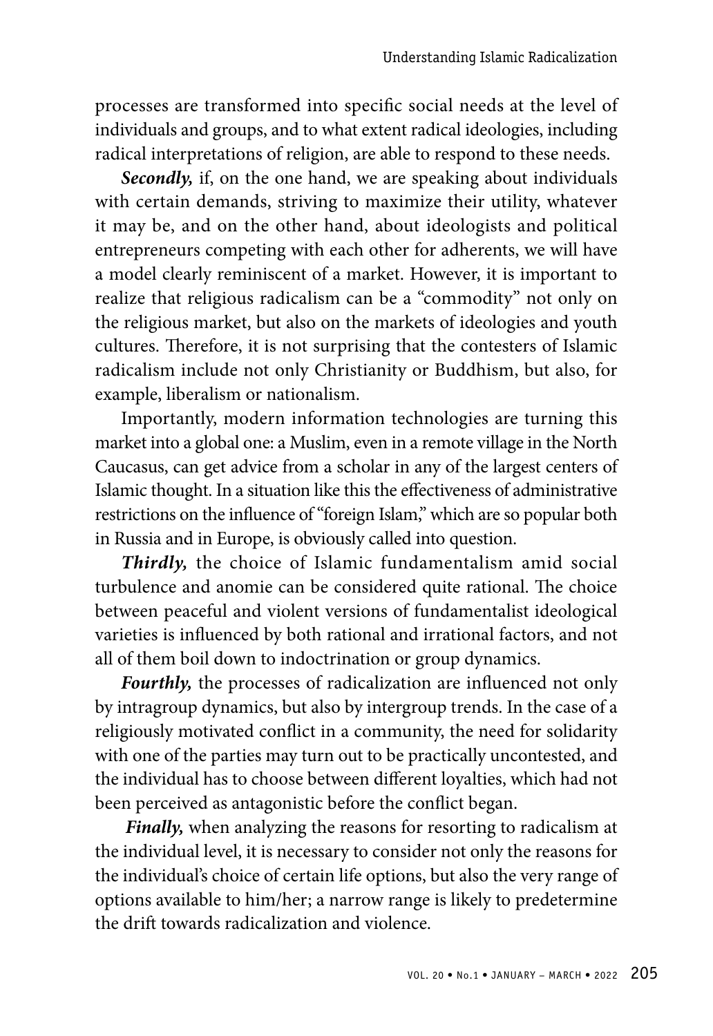processes are transformed into specific social needs at the level of individuals and groups, and to what extent radical ideologies, including radical interpretations of religion, are able to respond to these needs.

***Secondly,*** if, on the one hand, we are speaking about individuals with certain demands, striving to maximize their utility, whatever it may be, and on the other hand, about ideologists and political entrepreneurs competing with each other for adherents, we will have a model clearly reminiscent of a market. However, it is important to realize that religious radicalism can be a "commodity" not only on the religious market, but also on the markets of ideologies and youth cultures. Therefore, it is not surprising that the contesters of Islamic radicalism include not only Christianity or Buddhism, but also, for example, liberalism or nationalism.

Importantly, modern information technologies are turning this market into a global one: a Muslim, even in a remote village in the North Caucasus, can get advice from a scholar in any of the largest centers of Islamic thought. In a situation like this the effectiveness of administrative restrictions on the influence of "foreign Islam," which are so popular both in Russia and in Europe, is obviously called into question.

***Thirdly,*** the choice of Islamic fundamentalism amid social turbulence and anomie can be considered quite rational. The choice between peaceful and violent versions of fundamentalist ideological varieties is influenced by both rational and irrational factors, and not all of them boil down to indoctrination or group dynamics.

***Fourthly,*** the processes of radicalization are influenced not only by intragroup dynamics, but also by intergroup trends. In the case of a religiously motivated conflict in a community, the need for solidarity with one of the parties may turn out to be practically uncontested, and the individual has to choose between different loyalties, which had not been perceived as antagonistic before the conflict began.

***Finally,*** when analyzing the reasons for resorting to radicalism at the individual level, it is necessary to consider not only the reasons for the individual's choice of certain life options, but also the very range of options available to him/her; a narrow range is likely to predetermine the drift towards radicalization and violence.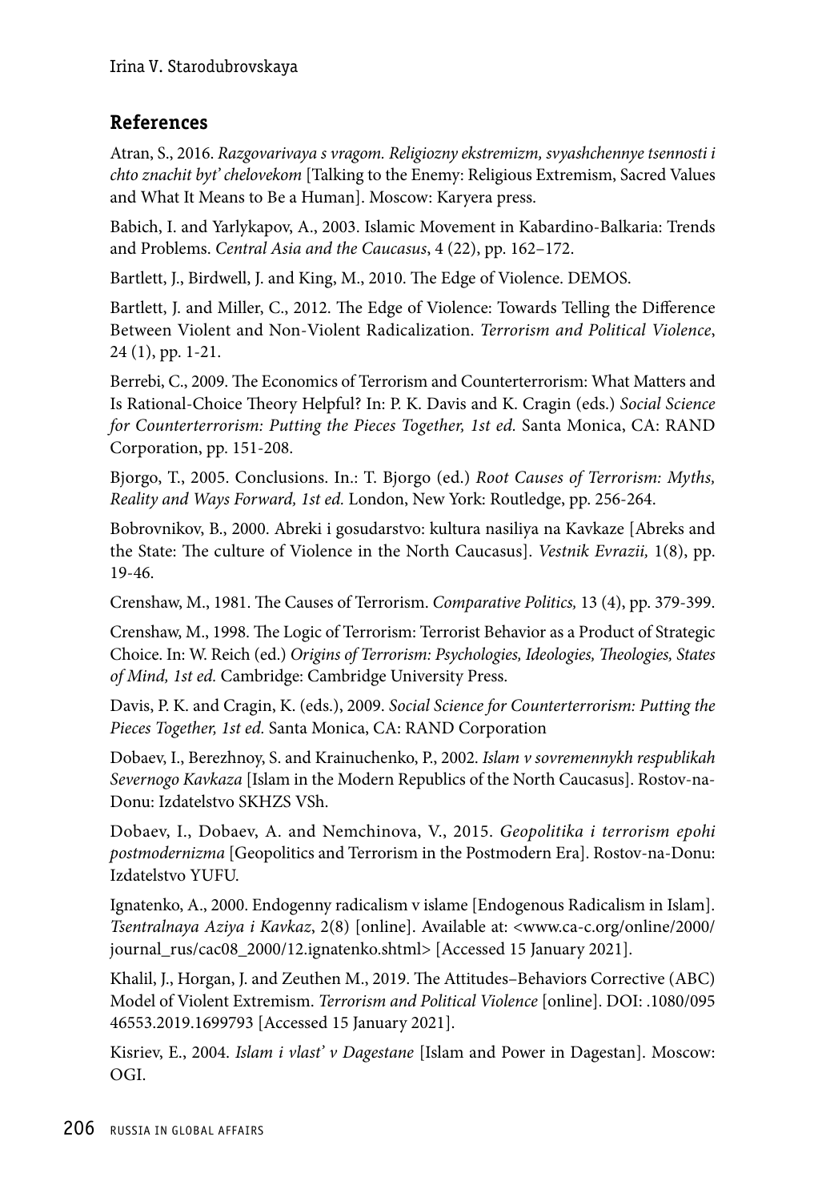## References

Atran, S., 2016. *Razgovarivaya s vragom. Religiozny ekstremizm, svyashchennye tsennosti i chto znachit byt' chelovekom* [Talking to the Enemy: Religious Extremism, Sacred Values and What It Means to Be a Human]. Moscow: Karyera press.

Babich, I. and Yarlykapov, A., 2003. Islamic Movement in Kabardino-Balkaria: Trends and Problems. *Central Asia and the Caucasus*, 4 (22), pp. 162–172.

Bartlett, J., Birdwell, J. and King, M., 2010. The Edge of Violence. DEMOS.

Bartlett, J. and Miller, C., 2012. The Edge of Violence: Towards Telling the Difference Between Violent and Non-Violent Radicalization. *Terrorism and Political Violence*, 24 (1), pp. 1-21.

Berrebi, C., 2009. The Economics of Terrorism and Counterterrorism: What Matters and Is Rational-Choice Theory Helpful? In: P. K. Davis and K. Cragin (eds.) *Social Science for Counterterrorism: Putting the Pieces Together, 1st ed.* Santa Monica, CA: RAND Corporation, pp. 151-208.

Bjorgo, T., 2005. Conclusions. In.: T. Bjorgo (ed.) *Root Causes of Terrorism: Myths, Reality and Ways Forward, 1st ed.* London, New York: Routledge, pp. 256-264.

Bobrovnikov, B., 2000. Abreki i gosudarstvo: kultura nasiliya na Kavkaze [Abreks and the State: The culture of Violence in the North Caucasus]. *Vestnik Evrazii,* 1(8), pp. 19-46.

Crenshaw, M., 1981. The Causes of Terrorism. *Comparative Politics,* 13 (4), pp. 379-399.

Crenshaw, M., 1998. The Logic of Terrorism: Terrorist Behavior as a Product of Strategic Choice. In: W. Reich (ed.) *Origins of Terrorism: Psychologies, Ideologies, Theologies, States of Mind, 1st ed.* Cambridge: Cambridge University Press.

Davis, P. K. and Cragin, K. (eds.), 2009. *Social Science for Counterterrorism: Putting the Pieces Together, 1st ed.* Santa Monica, CA: RAND Corporation

Dobaev, I., Berezhnoy, S. and Krainuchenko, P., 2002. *Islam v sovremennykh respublikah Severnogo Kavkaza* [Islam in the Modern Republics of the North Caucasus]. Rostov-na-Donu: Izdatelstvo SKHZS VSh.

Dobaev, I., Dobaev, A. and Nemchinova, V., 2015. *Geopolitika i terrorism epohi postmodernizma* [Geopolitics and Terrorism in the Postmodern Era]. Rostov-na-Donu: Izdatelstvo YUFU.

Ignatenko, A., 2000. Endogenny radicalism v islame [Endogenous Radicalism in Islam]. *Tsentralnaya Aziya i Kavkaz*, 2(8) [online]. Available at: <www.ca-c.org/online/2000/journal_rus/cac08_2000/12.ignatenko.shtml> [Accessed 15 January 2021].

Khalil, J., Horgan, J. and Zeuthen M., 2019. The Attitudes–Behaviors Corrective (ABC) Model of Violent Extremism. *Terrorism and Political Violence* [online]. DOI: .1080/095 46553.2019.1699793 [Accessed 15 January 2021].

Kisriev, E., 2004. *Islam i vlast' v Dagestane* [Islam and Power in Dagestan]. Moscow: OGI.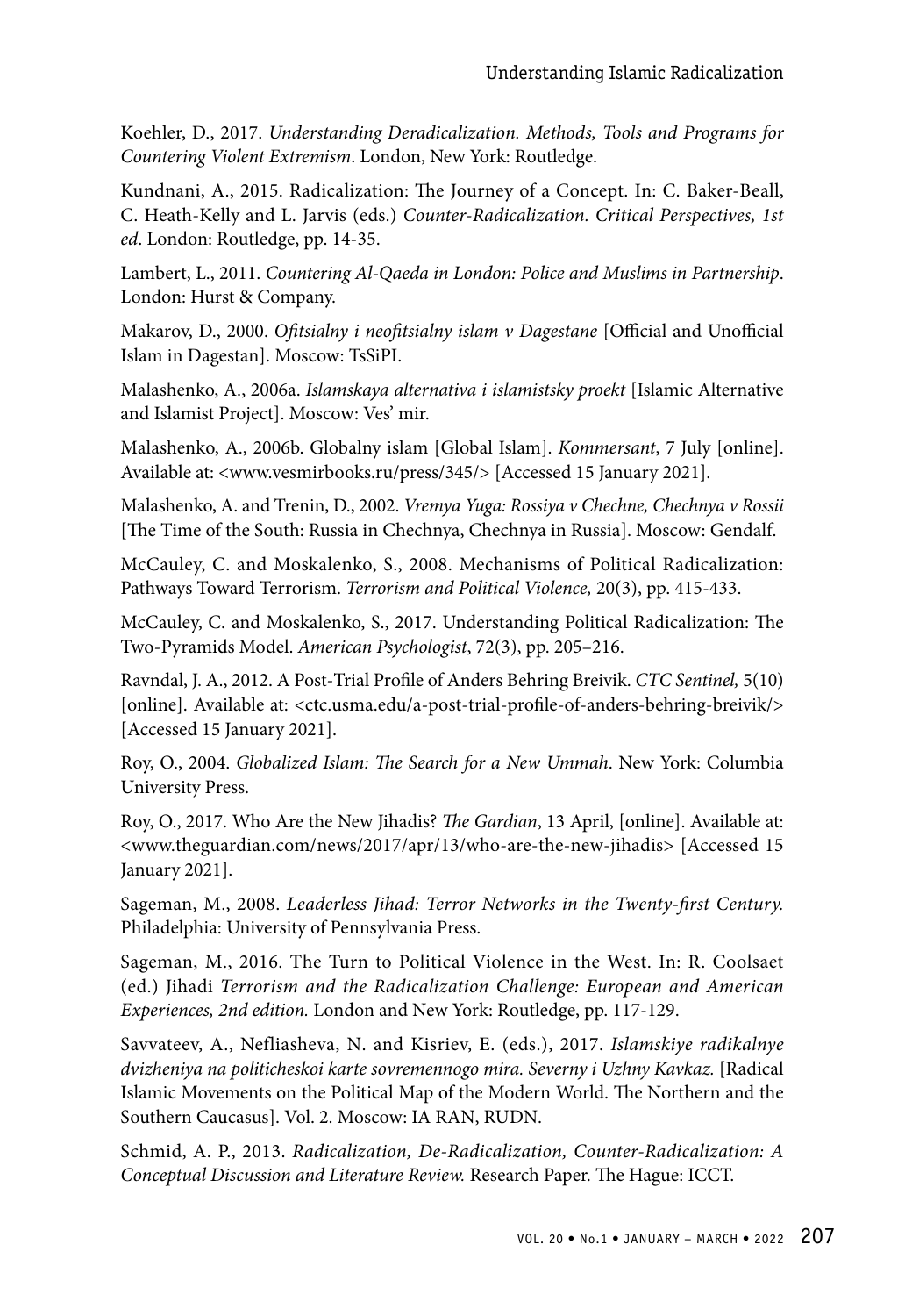Koehler, D., 2017. *Understanding Deradicalization. Methods, Tools and Programs for Countering Violent Extremism*. London, New York: Routledge.

Kundnani, A., 2015. Radicalization: The Journey of a Concept. In: C. Baker-Beall, C. Heath-Kelly and L. Jarvis (eds.) *Counter-Radicalization. Critical Perspectives, 1st ed*. London: Routledge, pp. 14-35.

Lambert, L., 2011. *Countering Al-Qaeda in London: Police and Muslims in Partnership*. London: Hurst & Company.

Makarov, D., 2000. *Ofitsialny i neofitsialny islam v Dagestane* [Official and Unofficial Islam in Dagestan]. Moscow: TsSiPI.

Malashenko, A., 2006a. *Islamskaya alternativa i islamistsky proekt* [Islamic Alternative and Islamist Project]. Moscow: Ves' mir.

Malashenko, A., 2006b. Globalny islam [Global Islam]. *Kommersant*, 7 July [online]. Available at: <www.vesmirbooks.ru/press/345/> [Accessed 15 January 2021].

Malashenko, A. and Trenin, D., 2002. *Vremya Yuga: Rossiya v Chechne, Chechnya v Rossii* [The Time of the South: Russia in Chechnya, Chechnya in Russia]. Moscow: Gendalf.

McCauley, C. and Moskalenko, S., 2008. Mechanisms of Political Radicalization: Pathways Toward Terrorism. *Terrorism and Political Violence,* 20(3), pp. 415-433.

McCauley, C. and Moskalenko, S., 2017. Understanding Political Radicalization: The Two-Pyramids Model. *American Psychologist*, 72(3), pp. 205–216.

Ravndal, J. A., 2012. A Post-Trial Profile of Anders Behring Breivik. *CTC Sentinel,* 5(10) [online]. Available at: <ctc.usma.edu/a-post-trial-profile-of-anders-behring-breivik/> [Accessed 15 January 2021].

Roy, O., 2004. *Globalized Islam: The Search for a New Ummah*. New York: Columbia University Press.

Roy, O., 2017. Who Are the New Jihadis? *The Gardian*, 13 April, [online]. Available at: <www.theguardian.com/news/2017/apr/13/who-are-the-new-jihadis> [Accessed 15 January 2021].

Sageman, M., 2008. *Leaderless Jihad: Terror Networks in the Twenty-first Century.* Philadelphia: University of Pennsylvania Press.

Sageman, M., 2016. The Turn to Political Violence in the West. In: R. Coolsaet (ed.) Jihadi *Terrorism and the Radicalization Challenge: European and American Experiences, 2nd edition.* London and New York: Routledge, pp. 117-129.

Savvateev, A., Nefliasheva, N. and Kisriev, E. (eds.), 2017. *Islamskiye radikalnye dvizheniya na politicheskoi karte sovremennogo mira. Severny i Uzhny Kavkaz.* [Radical Islamic Movements on the Political Map of the Modern World. The Northern and the Southern Caucasus]. Vol. 2. Moscow: IA RAN, RUDN.

Schmid, A. P., 2013. *Radicalization, De-Radicalization, Counter-Radicalization: A Conceptual Discussion and Literature Review.* Research Paper. The Hague: ICCT.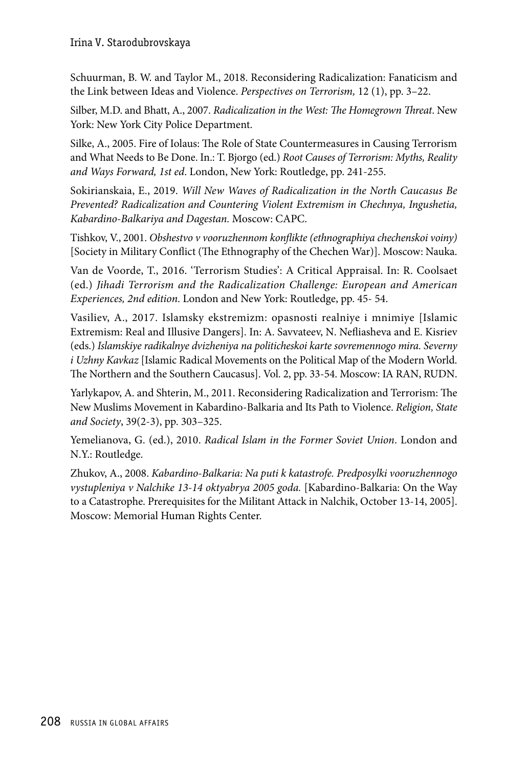Schuurman, B. W. and Taylor M., 2018. Reconsidering Radicalization: Fanaticism and the Link between Ideas and Violence. *Perspectives on Terrorism,* 12 (1), pp. 3–22.

Silber, M.D. and Bhatt, A., 2007. *Radicalization in the West: The Homegrown Threat*. New York: New York City Police Department.

Silke, A., 2005. Fire of Iolaus: The Role of State Countermeasures in Causing Terrorism and What Needs to Be Done. In.: T. Bjorgo (ed.) *Root Causes of Terrorism: Myths, Reality and Ways Forward, 1st ed*. London, New York: Routledge, pp. 241-255.

Sokirianskaia, E., 2019. *Will New Waves of Radicalization in the North Caucasus Be Prevented? Radicalization and Countering Violent Extremism in Chechnya, Ingushetia, Kabardino-Balkariya and Dagestan.* Moscow: CAPC.

Tishkov, V., 2001. *Obshestvo v vooruzhennom konflikte (ethnographiya chechenskoi voiny)* [Society in Military Conflict (The Ethnography of the Chechen War)]. Moscow: Nauka.

Van de Voorde, T., 2016. 'Terrorism Studies': A Critical Appraisal. In: R. Coolsaet (ed.) *Jihadi Terrorism and the Radicalization Challenge: European and American Experiences, 2nd edition*. London and New York: Routledge, pp. 45- 54.

Vasiliev, A., 2017. Islamsky ekstremizm: opasnosti realniye i mnimiye [Islamic Extremism: Real and Illusive Dangers]. In: A. Savvateev, N. Nefliasheva and E. Kisriev (eds.) *Islamskiye radikalnye dvizheniya na politicheskoi karte sovremennogo mira. Severny i Uzhny Kavkaz* [Islamic Radical Movements on the Political Map of the Modern World. The Northern and the Southern Caucasus]. Vol. 2, pp. 33-54. Moscow: IA RAN, RUDN.

Yarlykapov, A. and Shterin, M., 2011. Reconsidering Radicalization and Terrorism: The New Muslims Movement in Kabardino-Balkaria and Its Path to Violence. *Religion, State and Society*, 39(2-3), pp. 303–325.

Yemelianova, G. (ed.), 2010. *Radical Islam in the Former Soviet Union*. London and N.Y.: Routledge.

Zhukov, A., 2008. *Kabardino-Balkaria: Na puti k katastrofe. Predposylki vooruzhennogo vystupleniya v Nalchike 13-14 oktyabrya 2005 goda.* [Kabardino-Balkaria: On the Way to a Catastrophe. Prerequisites for the Militant Attack in Nalchik, October 13-14, 2005]. Moscow: Memorial Human Rights Center.